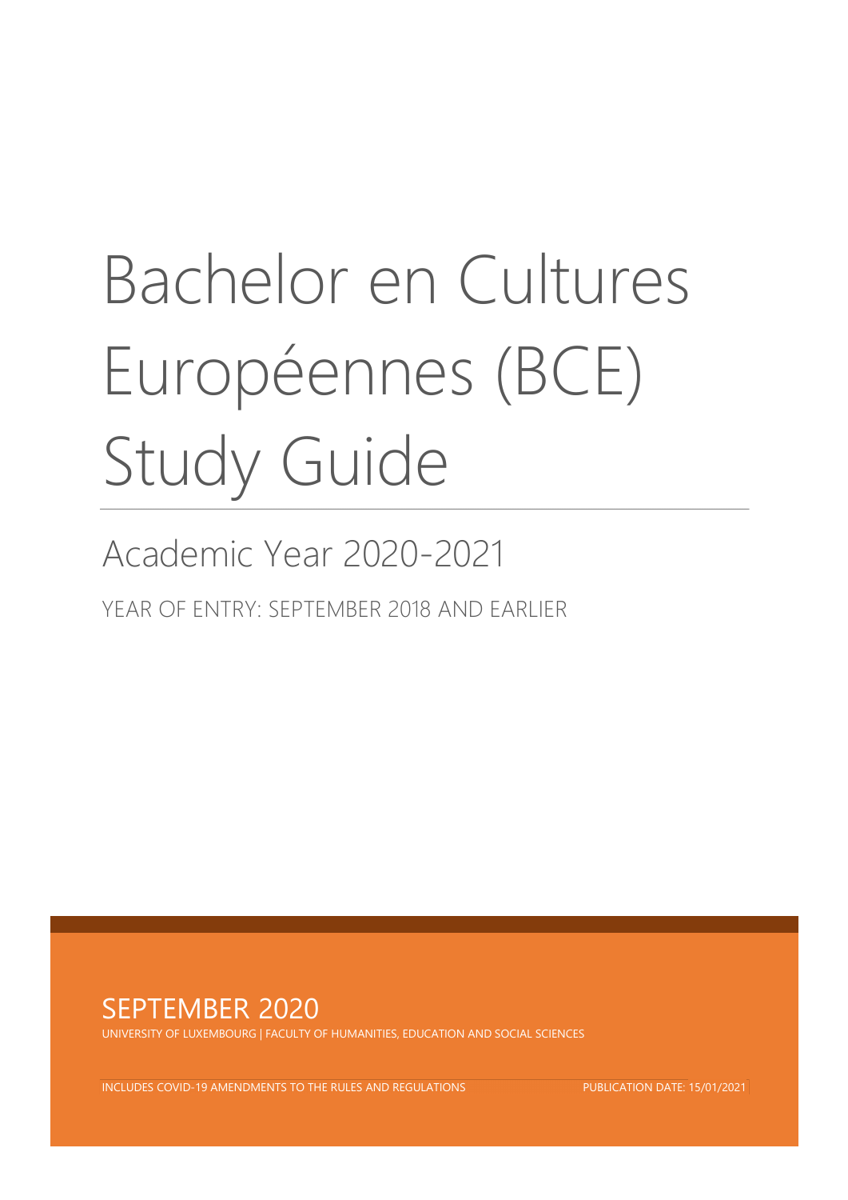# Bachelor en Cultures Européennes (BCE) Study Guide

## Academic Year 2020-2021

YEAR OF ENTRY: SEPTEMBER 2018 AND EARLIER

SEPTEMBER 2020

UNIVERSITY OF LUXEMBOURG | FACULTY OF HUMANITIES, EDUCATION AND SOCIAL SCIENCES

INCLUDES COVID-19 AMENDMENTS TO THE RULES AND REGULATIONS

PUBLICATION DATE: 15/01/2021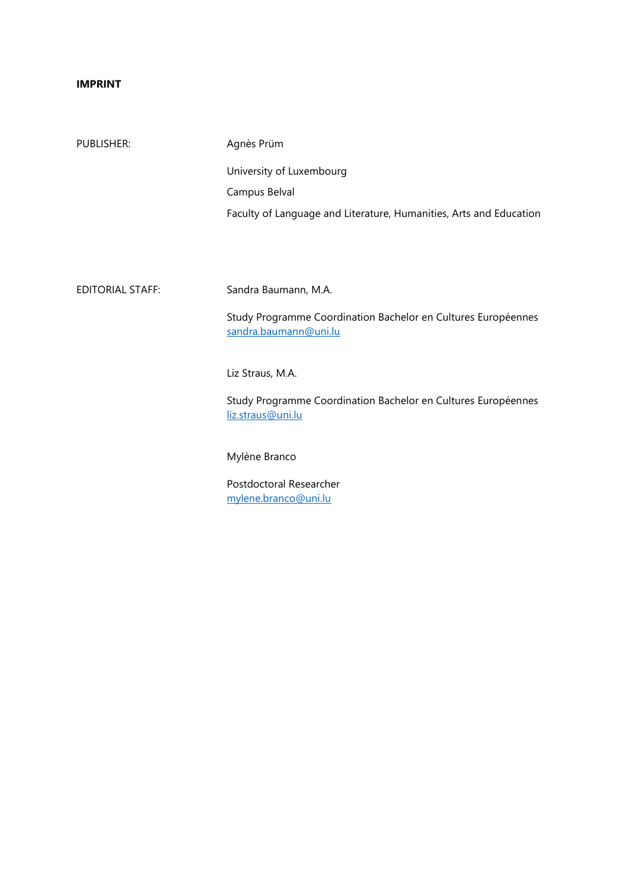**IMPRINT**

PUBLISHER: Agnès Prüm

University of Luxembourg

Campus Belval

Faculty of Language and Literature, Humanities, Arts and Education

EDITORIAL STAFF: Sandra Baumann, M.A.

Study Programme Coordination Bachelor en Cultures Européennes
sandra.baumann@uni.lu

Liz Straus, M.A.

Study Programme Coordination Bachelor en Cultures Européennes
liz.straus@uni.lu

Mylène Branco

Postdoctoral Researcher
mylene.branco@uni.lu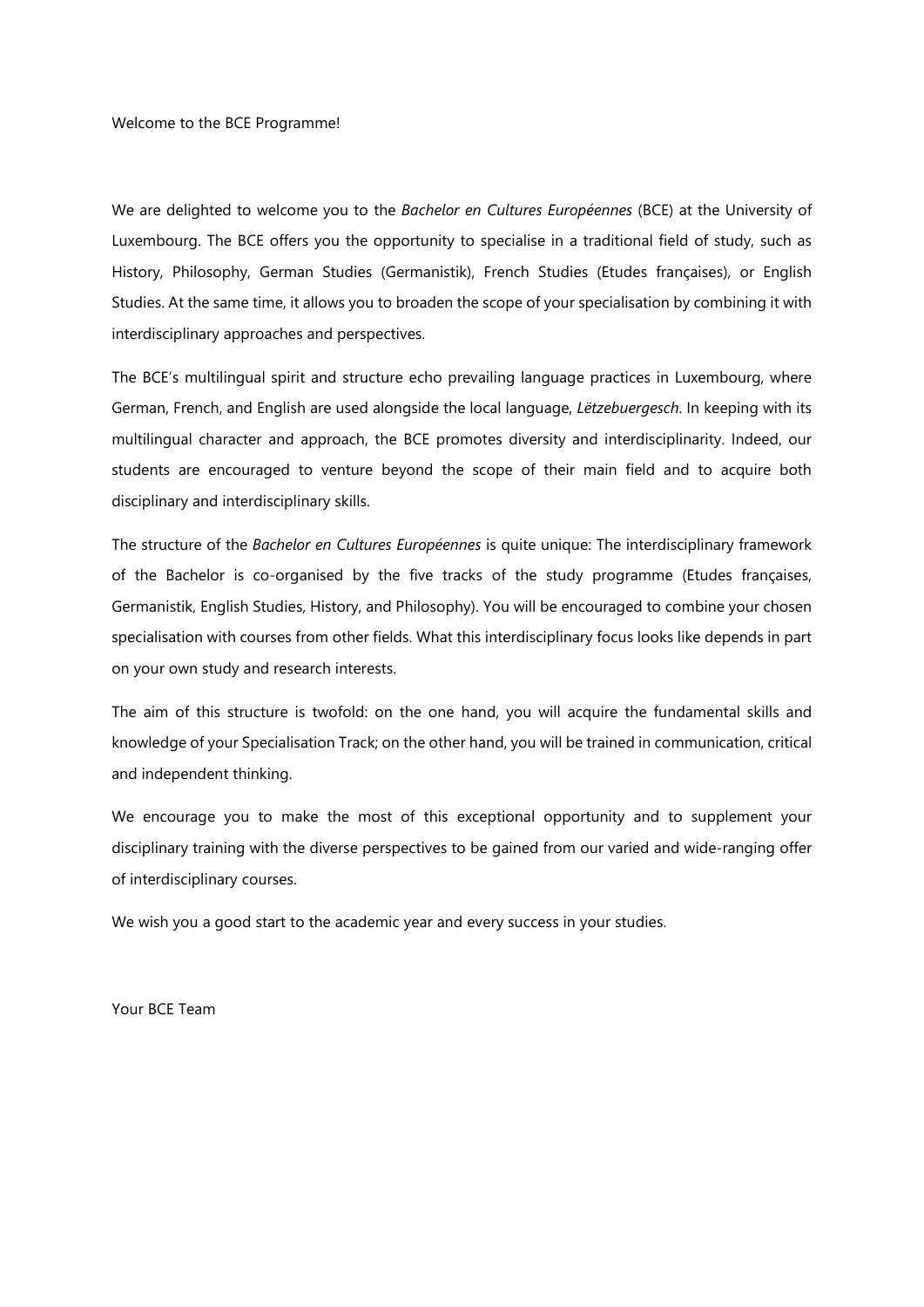Welcome to the BCE Programme!

We are delighted to welcome you to the *Bachelor en Cultures Européennes* (BCE) at the University of Luxembourg. The BCE offers you the opportunity to specialise in a traditional field of study, such as History, Philosophy, German Studies (Germanistik), French Studies (Etudes françaises), or English Studies. At the same time, it allows you to broaden the scope of your specialisation by combining it with interdisciplinary approaches and perspectives.

The BCE's multilingual spirit and structure echo prevailing language practices in Luxembourg, where German, French, and English are used alongside the local language, *Lëtzebuergesch*. In keeping with its multilingual character and approach, the BCE promotes diversity and interdisciplinarity. Indeed, our students are encouraged to venture beyond the scope of their main field and to acquire both disciplinary and interdisciplinary skills.

The structure of the *Bachelor en Cultures Européennes* is quite unique: The interdisciplinary framework of the Bachelor is co-organised by the five tracks of the study programme (Etudes françaises, Germanistik, English Studies, History, and Philosophy). You will be encouraged to combine your chosen specialisation with courses from other fields. What this interdisciplinary focus looks like depends in part on your own study and research interests.

The aim of this structure is twofold: on the one hand, you will acquire the fundamental skills and knowledge of your Specialisation Track; on the other hand, you will be trained in communication, critical and independent thinking.

We encourage you to make the most of this exceptional opportunity and to supplement your disciplinary training with the diverse perspectives to be gained from our varied and wide-ranging offer of interdisciplinary courses.

We wish you a good start to the academic year and every success in your studies.

Your BCE Team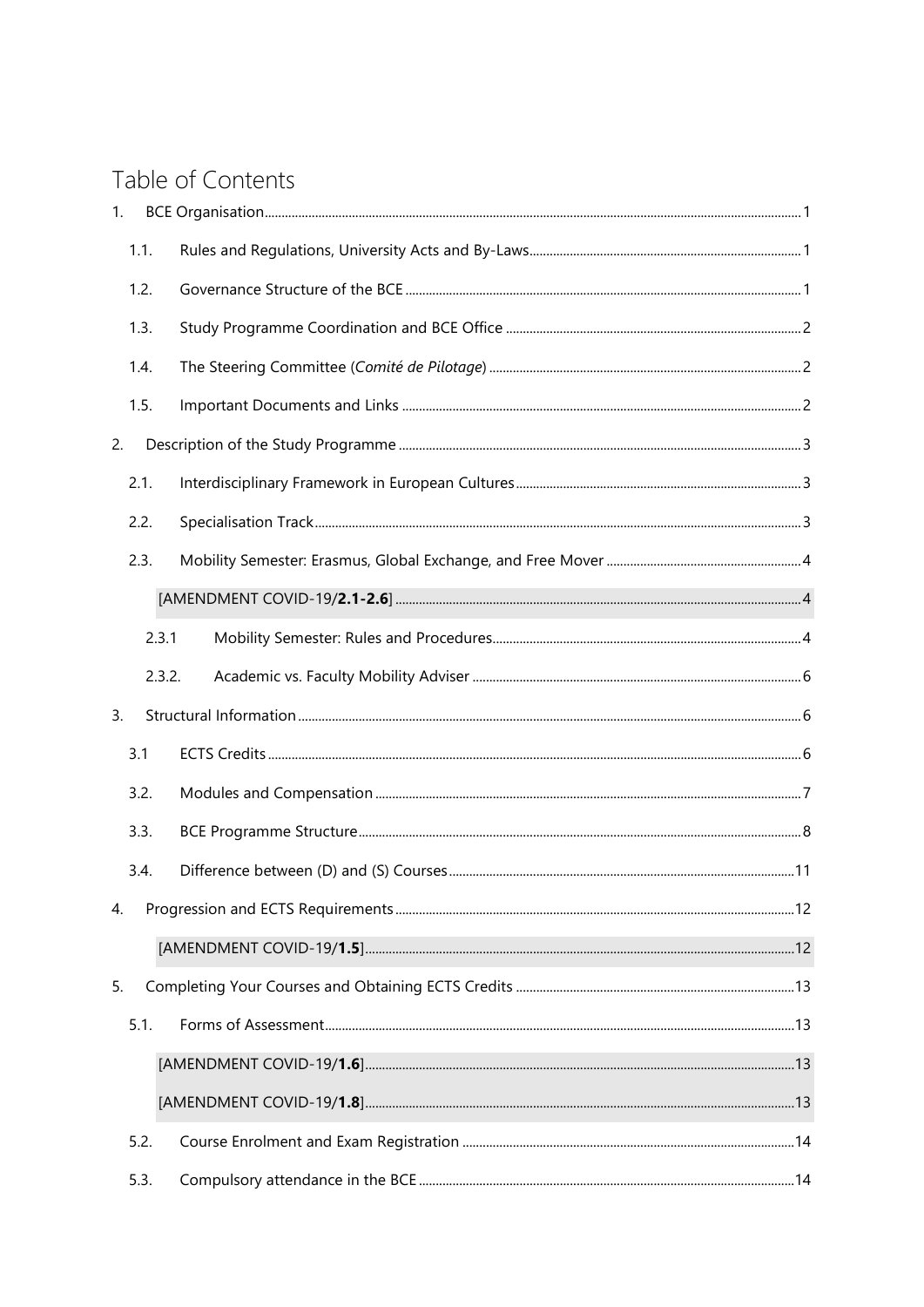# Table of Contents

1. BCE Organisation ... 1
   - 1.1. Rules and Regulations, University Acts and By-Laws ... 1
   - 1.2. Governance Structure of the BCE ... 1
   - 1.3. Study Programme Coordination and BCE Office ... 2
   - 1.4. The Steering Committee (*Comité de Pilotage*) ... 2
   - 1.5. Important Documents and Links ... 2
2. Description of the Study Programme ... 3
   - 2.1. Interdisciplinary Framework in European Cultures ... 3
   - 2.2. Specialisation Track ... 3
   - 2.3. Mobility Semester: Erasmus, Global Exchange, and Free Mover ... 4
     - [AMENDMENT COVID-19/**2.1-2.6**] ... 4
     - 2.3.1 Mobility Semester: Rules and Procedures ... 4
     - 2.3.2. Academic vs. Faculty Mobility Adviser ... 6
3. Structural Information ... 6
   - 3.1 ECTS Credits ... 6
   - 3.2. Modules and Compensation ... 7
   - 3.3. BCE Programme Structure ... 8
   - 3.4. Difference between (D) and (S) Courses ... 11
4. Progression and ECTS Requirements ... 12
   - [AMENDMENT COVID-19/**1.5**] ... 12
5. Completing Your Courses and Obtaining ECTS Credits ... 13
   - 5.1. Forms of Assessment ... 13
     - [AMENDMENT COVID-19/**1.6**] ... 13
     - [AMENDMENT COVID-19/**1.8**] ... 13
   - 5.2. Course Enrolment and Exam Registration ... 14
   - 5.3. Compulsory attendance in the BCE ... 14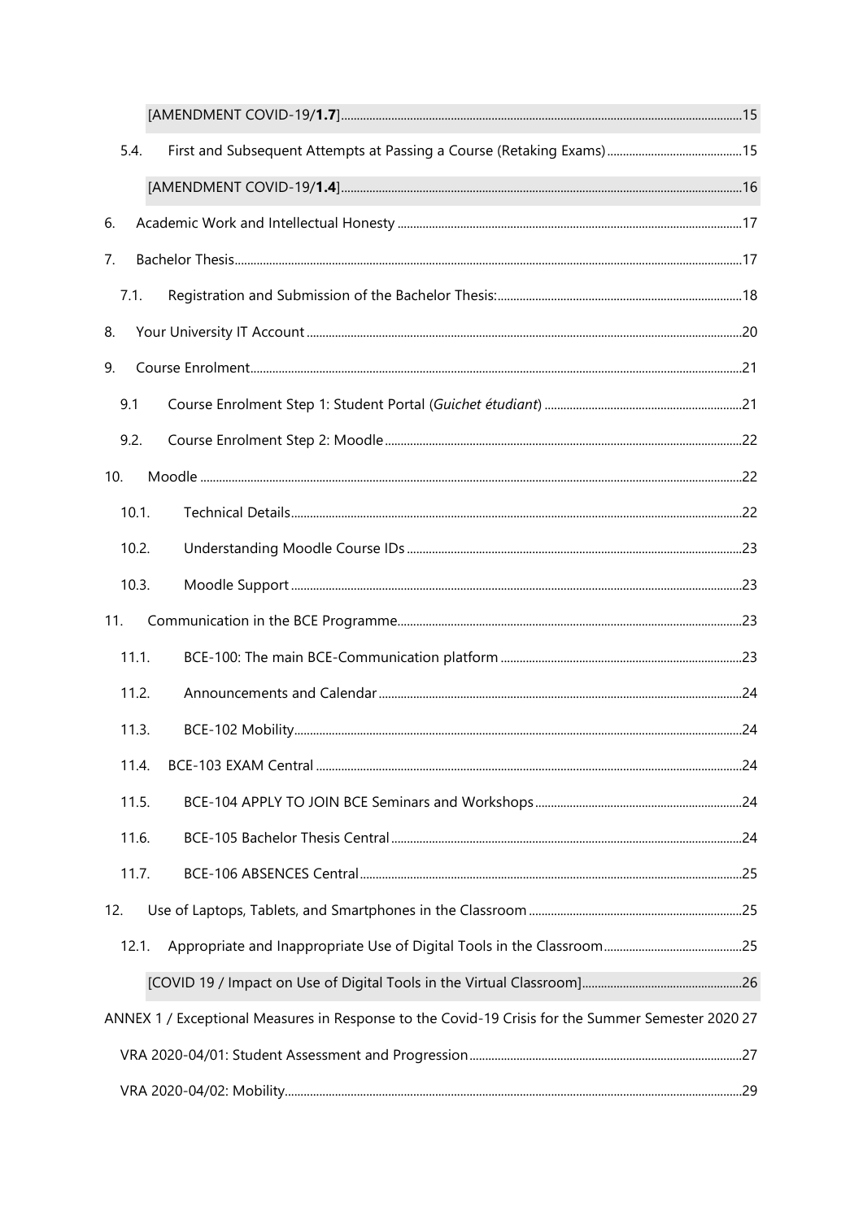[AMENDMENT COVID-19/**1.7**] ..... 15

5.4. First and Subsequent Attempts at Passing a Course (Retaking Exams) ..... 15

[AMENDMENT COVID-19/**1.4**] ..... 16

6. Academic Work and Intellectual Honesty ..... 17

7. Bachelor Thesis ..... 17

7.1. Registration and Submission of the Bachelor Thesis: ..... 18

8. Your University IT Account ..... 20

9. Course Enrolment ..... 21

9.1 Course Enrolment Step 1: Student Portal (*Guichet étudiant*) ..... 21

9.2. Course Enrolment Step 2: Moodle ..... 22

10. Moodle ..... 22

10.1. Technical Details ..... 22

10.2. Understanding Moodle Course IDs ..... 23

10.3. Moodle Support ..... 23

11. Communication in the BCE Programme ..... 23

11.1. BCE-100: The main BCE-Communication platform ..... 23

11.2. Announcements and Calendar ..... 24

11.3. BCE-102 Mobility ..... 24

11.4. BCE-103 EXAM Central ..... 24

11.5. BCE-104 APPLY TO JOIN BCE Seminars and Workshops ..... 24

11.6. BCE-105 Bachelor Thesis Central ..... 24

11.7. BCE-106 ABSENCES Central ..... 25

12. Use of Laptops, Tablets, and Smartphones in the Classroom ..... 25

12.1. Appropriate and Inappropriate Use of Digital Tools in the Classroom ..... 25

[COVID 19 / Impact on Use of Digital Tools in the Virtual Classroom] ..... 26

ANNEX 1 / Exceptional Measures in Response to the Covid-19 Crisis for the Summer Semester 2020 27

VRA 2020-04/01: Student Assessment and Progression ..... 27

VRA 2020-04/02: Mobility ..... 29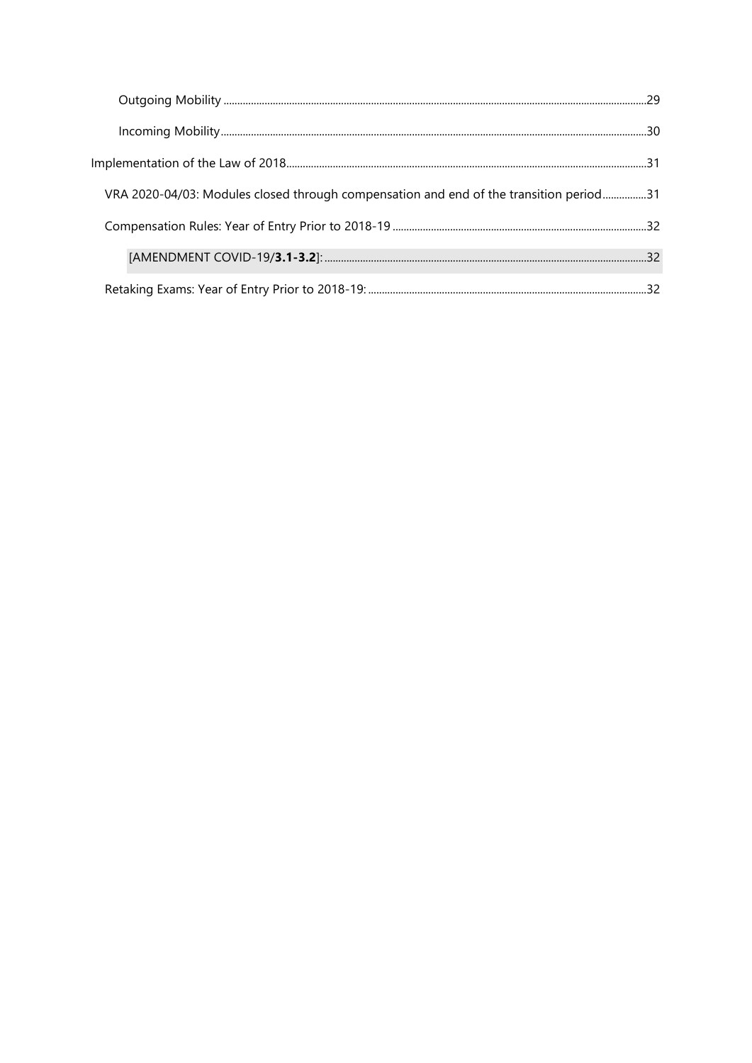Outgoing Mobility ..........29

Incoming Mobility..........30

Implementation of the Law of 2018..........31

VRA 2020-04/03: Modules closed through compensation and end of the transition period..........31

Compensation Rules: Year of Entry Prior to 2018-19..........32

[AMENDMENT COVID-19/**3.1-3.2**]: ..........32

Retaking Exams: Year of Entry Prior to 2018-19: ..........32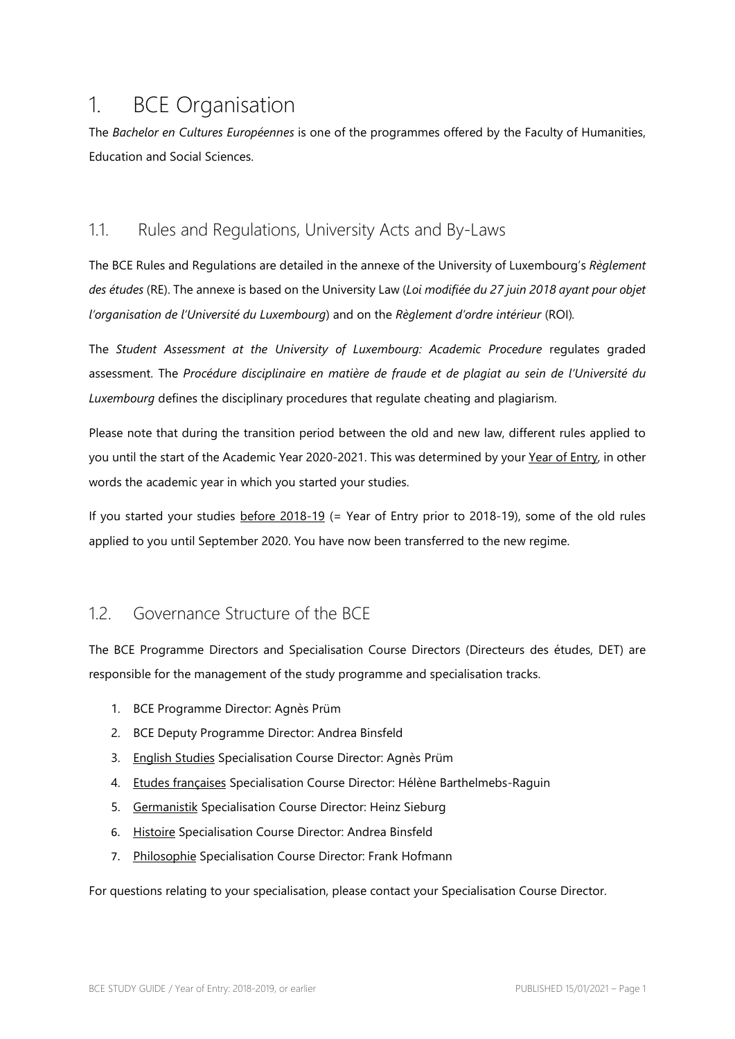# 1. BCE Organisation

The *Bachelor en Cultures Européennes* is one of the programmes offered by the Faculty of Humanities, Education and Social Sciences.

## 1.1. Rules and Regulations, University Acts and By-Laws

The BCE Rules and Regulations are detailed in the annexe of the University of Luxembourg's *Règlement des études* (RE). The annexe is based on the University Law (*Loi modifiée du 27 juin 2018 ayant pour objet l'organisation de l'Université du Luxembourg*) and on the *Règlement d'ordre intérieur* (ROI).

The *Student Assessment at the University of Luxembourg: Academic Procedure* regulates graded assessment. The *Procédure disciplinaire en matière de fraude et de plagiat au sein de l'Université du Luxembourg* defines the disciplinary procedures that regulate cheating and plagiarism.

Please note that during the transition period between the old and new law, different rules applied to you until the start of the Academic Year 2020-2021. This was determined by your Year of Entry, in other words the academic year in which you started your studies.

If you started your studies before 2018-19 (= Year of Entry prior to 2018-19), some of the old rules applied to you until September 2020. You have now been transferred to the new regime.

## 1.2. Governance Structure of the BCE

The BCE Programme Directors and Specialisation Course Directors (Directeurs des études, DET) are responsible for the management of the study programme and specialisation tracks.

1. BCE Programme Director: Agnès Prüm
2. BCE Deputy Programme Director: Andrea Binsfeld
3. English Studies Specialisation Course Director: Agnès Prüm
4. Etudes françaises Specialisation Course Director: Hélène Barthelmebs-Raguin
5. Germanistik Specialisation Course Director: Heinz Sieburg
6. Histoire Specialisation Course Director: Andrea Binsfeld
7. Philosophie Specialisation Course Director: Frank Hofmann

For questions relating to your specialisation, please contact your Specialisation Course Director.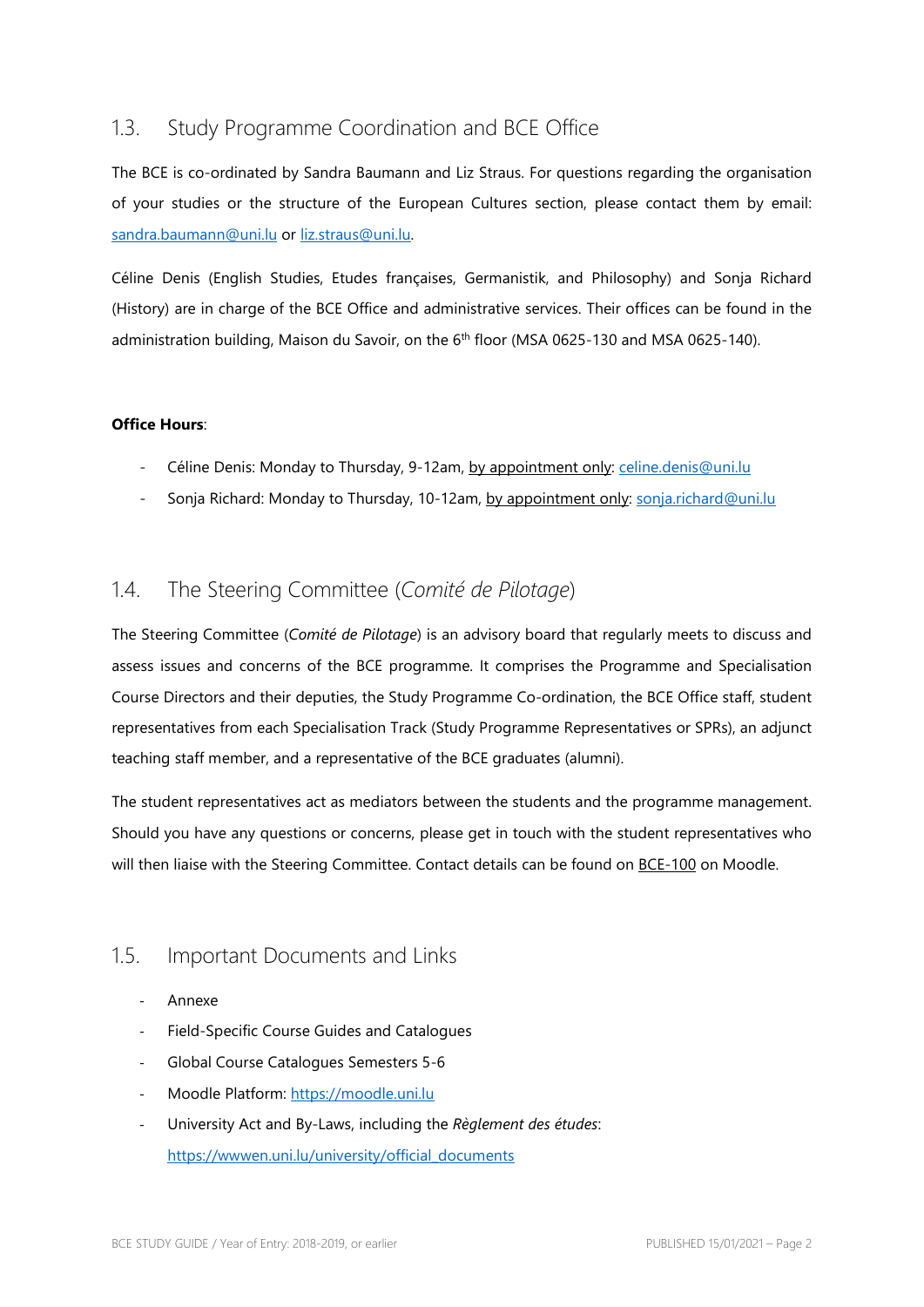## 1.3. Study Programme Coordination and BCE Office

The BCE is co-ordinated by Sandra Baumann and Liz Straus. For questions regarding the organisation of your studies or the structure of the European Cultures section, please contact them by email: sandra.baumann@uni.lu or liz.straus@uni.lu.

Céline Denis (English Studies, Etudes françaises, Germanistik, and Philosophy) and Sonja Richard (History) are in charge of the BCE Office and administrative services. Their offices can be found in the administration building, Maison du Savoir, on the 6th floor (MSA 0625-130 and MSA 0625-140).

**Office Hours**:

- Céline Denis: Monday to Thursday, 9-12am, by appointment only: celine.denis@uni.lu
- Sonja Richard: Monday to Thursday, 10-12am, by appointment only: sonja.richard@uni.lu

## 1.4. The Steering Committee (*Comité de Pilotage*)

The Steering Committee (*Comité de Pilotage*) is an advisory board that regularly meets to discuss and assess issues and concerns of the BCE programme. It comprises the Programme and Specialisation Course Directors and their deputies, the Study Programme Co-ordination, the BCE Office staff, student representatives from each Specialisation Track (Study Programme Representatives or SPRs), an adjunct teaching staff member, and a representative of the BCE graduates (alumni).

The student representatives act as mediators between the students and the programme management. Should you have any questions or concerns, please get in touch with the student representatives who will then liaise with the Steering Committee. Contact details can be found on BCE-100 on Moodle.

## 1.5. Important Documents and Links

- Annexe
- Field-Specific Course Guides and Catalogues
- Global Course Catalogues Semesters 5-6
- Moodle Platform: https://moodle.uni.lu
- University Act and By-Laws, including the *Règlement des études*: https://wwwen.uni.lu/university/official_documents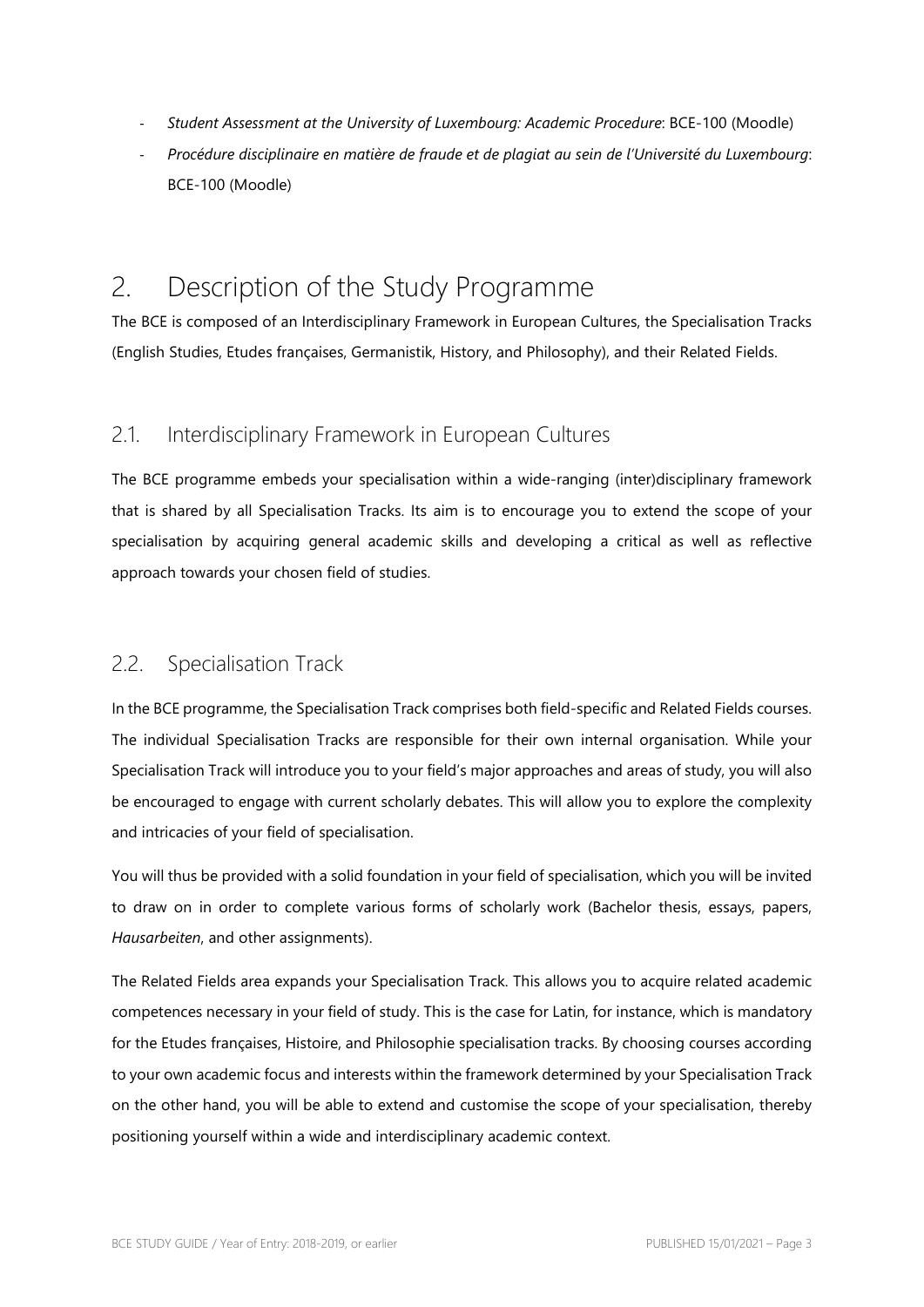- *Student Assessment at the University of Luxembourg: Academic Procedure*: BCE-100 (Moodle)
- *Procédure disciplinaire en matière de fraude et de plagiat au sein de l'Université du Luxembourg*: BCE-100 (Moodle)

# 2. Description of the Study Programme

The BCE is composed of an Interdisciplinary Framework in European Cultures, the Specialisation Tracks (English Studies, Etudes françaises, Germanistik, History, and Philosophy), and their Related Fields.

## 2.1. Interdisciplinary Framework in European Cultures

The BCE programme embeds your specialisation within a wide-ranging (inter)disciplinary framework that is shared by all Specialisation Tracks. Its aim is to encourage you to extend the scope of your specialisation by acquiring general academic skills and developing a critical as well as reflective approach towards your chosen field of studies.

## 2.2. Specialisation Track

In the BCE programme, the Specialisation Track comprises both field-specific and Related Fields courses. The individual Specialisation Tracks are responsible for their own internal organisation. While your Specialisation Track will introduce you to your field's major approaches and areas of study, you will also be encouraged to engage with current scholarly debates. This will allow you to explore the complexity and intricacies of your field of specialisation.

You will thus be provided with a solid foundation in your field of specialisation, which you will be invited to draw on in order to complete various forms of scholarly work (Bachelor thesis, essays, papers, *Hausarbeiten*, and other assignments).

The Related Fields area expands your Specialisation Track. This allows you to acquire related academic competences necessary in your field of study. This is the case for Latin, for instance, which is mandatory for the Etudes françaises, Histoire, and Philosophie specialisation tracks. By choosing courses according to your own academic focus and interests within the framework determined by your Specialisation Track on the other hand, you will be able to extend and customise the scope of your specialisation, thereby positioning yourself within a wide and interdisciplinary academic context.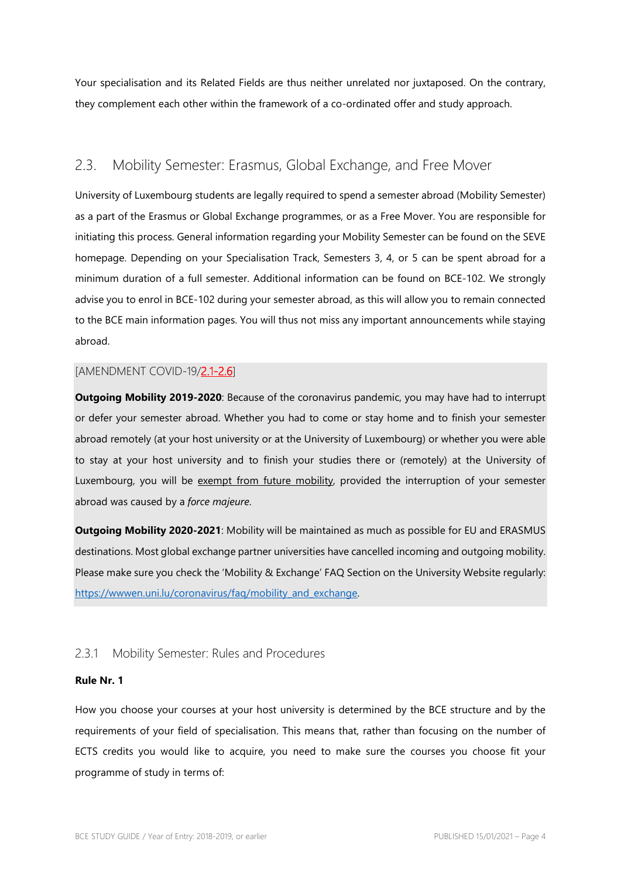Your specialisation and its Related Fields are thus neither unrelated nor juxtaposed. On the contrary, they complement each other within the framework of a co-ordinated offer and study approach.

## 2.3. Mobility Semester: Erasmus, Global Exchange, and Free Mover

University of Luxembourg students are legally required to spend a semester abroad (Mobility Semester) as a part of the Erasmus or Global Exchange programmes, or as a Free Mover. You are responsible for initiating this process. General information regarding your Mobility Semester can be found on the SEVE homepage. Depending on your Specialisation Track, Semesters 3, 4, or 5 can be spent abroad for a minimum duration of a full semester. Additional information can be found on BCE-102. We strongly advise you to enrol in BCE-102 during your semester abroad, as this will allow you to remain connected to the BCE main information pages. You will thus not miss any important announcements while staying abroad.

[AMENDMENT COVID-19/2.1-2.6]

**Outgoing Mobility 2019-2020**: Because of the coronavirus pandemic, you may have had to interrupt or defer your semester abroad. Whether you had to come or stay home and to finish your semester abroad remotely (at your host university or at the University of Luxembourg) or whether you were able to stay at your host university and to finish your studies there or (remotely) at the University of Luxembourg, you will be exempt from future mobility, provided the interruption of your semester abroad was caused by a *force majeure*.

**Outgoing Mobility 2020-2021**: Mobility will be maintained as much as possible for EU and ERASMUS destinations. Most global exchange partner universities have cancelled incoming and outgoing mobility. Please make sure you check the 'Mobility & Exchange' FAQ Section on the University Website regularly: https://wwwen.uni.lu/coronavirus/faq/mobility_and_exchange.

### 2.3.1 Mobility Semester: Rules and Procedures

**Rule Nr. 1**

How you choose your courses at your host university is determined by the BCE structure and by the requirements of your field of specialisation. This means that, rather than focusing on the number of ECTS credits you would like to acquire, you need to make sure the courses you choose fit your programme of study in terms of: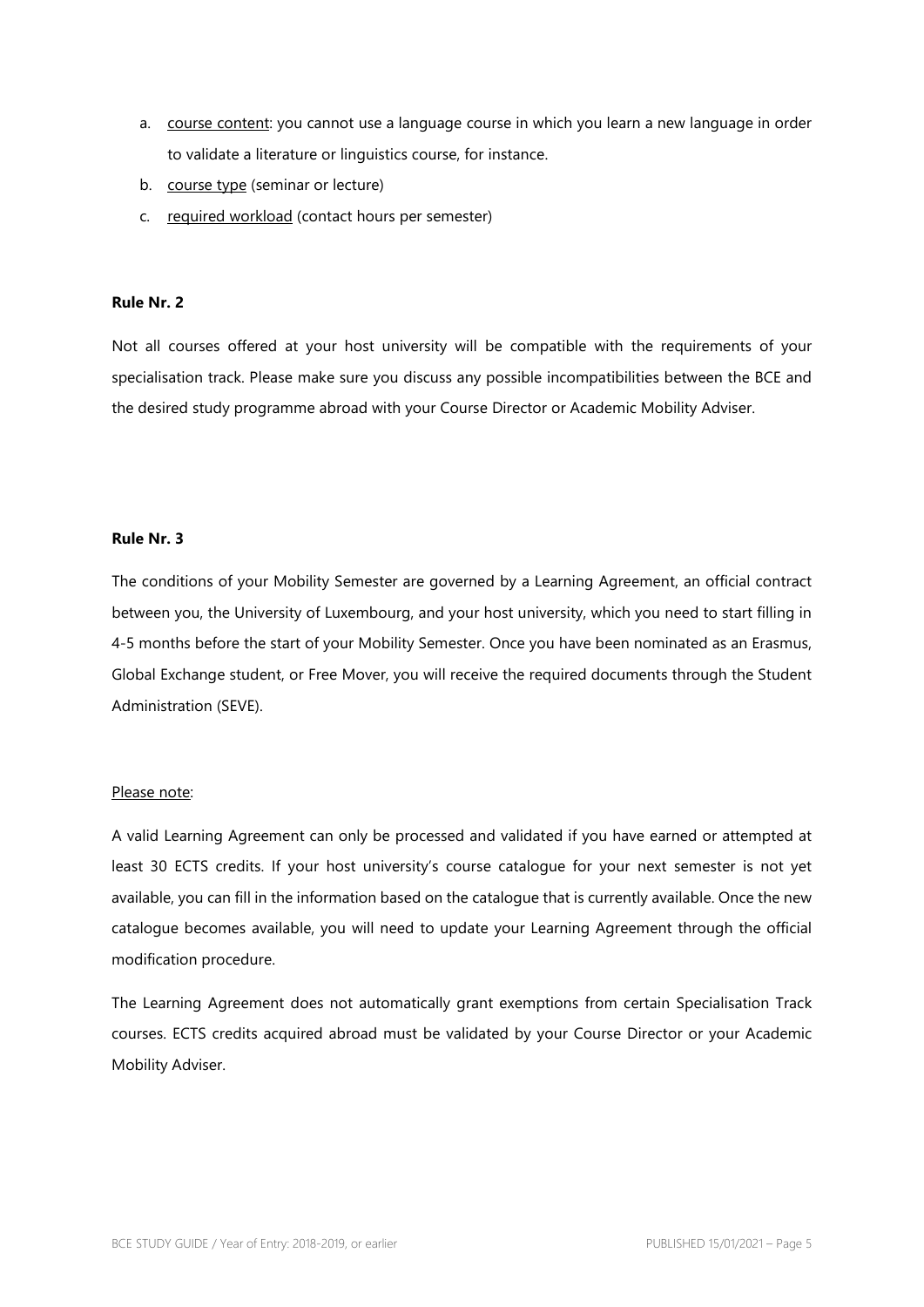a. <u>course content</u>: you cannot use a language course in which you learn a new language in order to validate a literature or linguistics course, for instance.
b. <u>course type</u> (seminar or lecture)
c. <u>required workload</u> (contact hours per semester)

**Rule Nr. 2**

Not all courses offered at your host university will be compatible with the requirements of your specialisation track. Please make sure you discuss any possible incompatibilities between the BCE and the desired study programme abroad with your Course Director or Academic Mobility Adviser.

**Rule Nr. 3**

The conditions of your Mobility Semester are governed by a Learning Agreement, an official contract between you, the University of Luxembourg, and your host university, which you need to start filling in 4-5 months before the start of your Mobility Semester. Once you have been nominated as an Erasmus, Global Exchange student, or Free Mover, you will receive the required documents through the Student Administration (SEVE).

<u>Please note</u>:

A valid Learning Agreement can only be processed and validated if you have earned or attempted at least 30 ECTS credits. If your host university's course catalogue for your next semester is not yet available, you can fill in the information based on the catalogue that is currently available. Once the new catalogue becomes available, you will need to update your Learning Agreement through the official modification procedure.

The Learning Agreement does not automatically grant exemptions from certain Specialisation Track courses. ECTS credits acquired abroad must be validated by your Course Director or your Academic Mobility Adviser.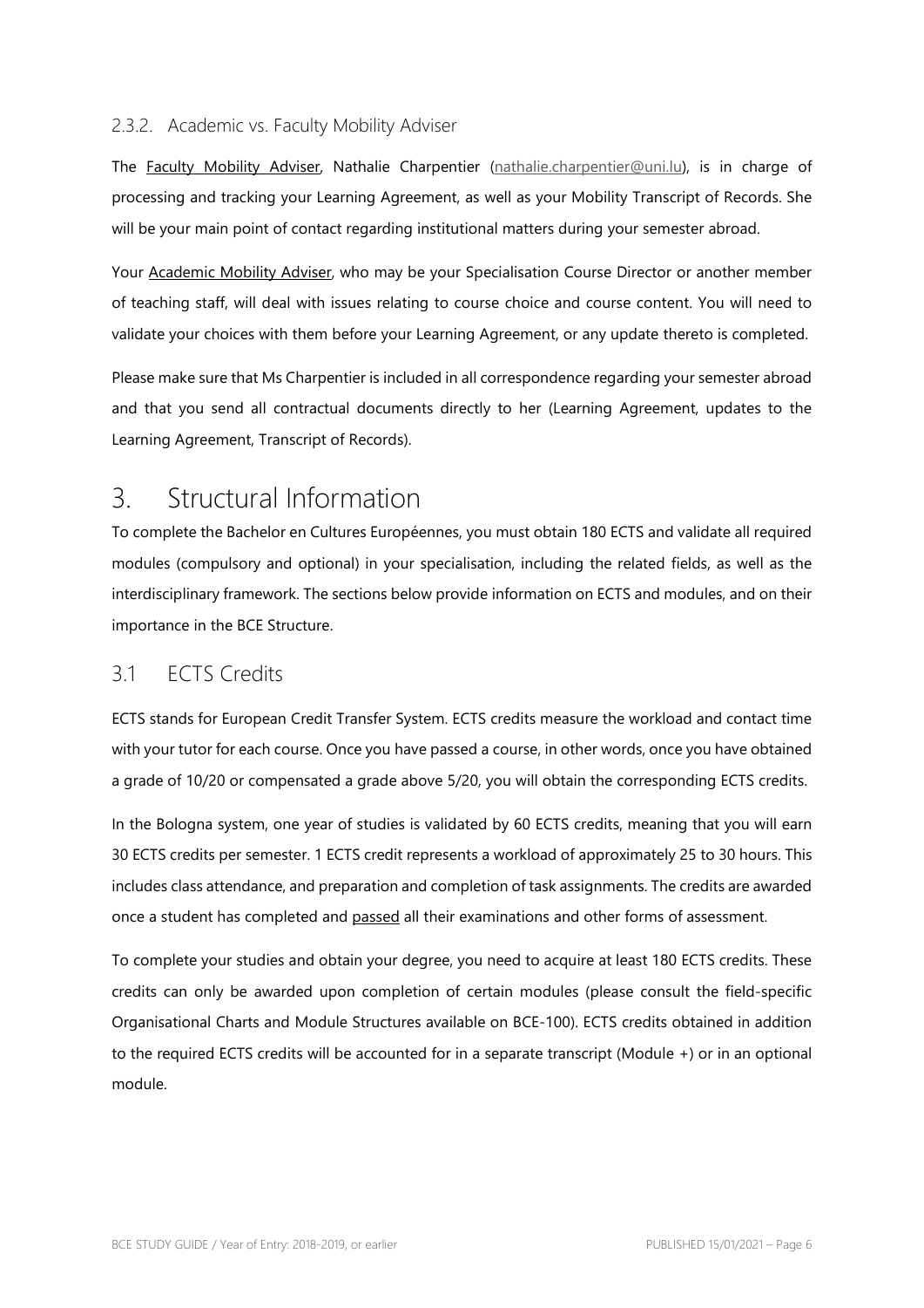### 2.3.2. Academic vs. Faculty Mobility Adviser

The Faculty Mobility Adviser, Nathalie Charpentier (nathalie.charpentier@uni.lu), is in charge of processing and tracking your Learning Agreement, as well as your Mobility Transcript of Records. She will be your main point of contact regarding institutional matters during your semester abroad.

Your Academic Mobility Adviser, who may be your Specialisation Course Director or another member of teaching staff, will deal with issues relating to course choice and course content. You will need to validate your choices with them before your Learning Agreement, or any update thereto is completed.

Please make sure that Ms Charpentier is included in all correspondence regarding your semester abroad and that you send all contractual documents directly to her (Learning Agreement, updates to the Learning Agreement, Transcript of Records).

# 3. Structural Information

To complete the Bachelor en Cultures Européennes, you must obtain 180 ECTS and validate all required modules (compulsory and optional) in your specialisation, including the related fields, as well as the interdisciplinary framework. The sections below provide information on ECTS and modules, and on their importance in the BCE Structure.

## 3.1 ECTS Credits

ECTS stands for European Credit Transfer System. ECTS credits measure the workload and contact time with your tutor for each course. Once you have passed a course, in other words, once you have obtained a grade of 10/20 or compensated a grade above 5/20, you will obtain the corresponding ECTS credits.

In the Bologna system, one year of studies is validated by 60 ECTS credits, meaning that you will earn 30 ECTS credits per semester. 1 ECTS credit represents a workload of approximately 25 to 30 hours. This includes class attendance, and preparation and completion of task assignments. The credits are awarded once a student has completed and passed all their examinations and other forms of assessment.

To complete your studies and obtain your degree, you need to acquire at least 180 ECTS credits. These credits can only be awarded upon completion of certain modules (please consult the field-specific Organisational Charts and Module Structures available on BCE-100). ECTS credits obtained in addition to the required ECTS credits will be accounted for in a separate transcript (Module +) or in an optional module.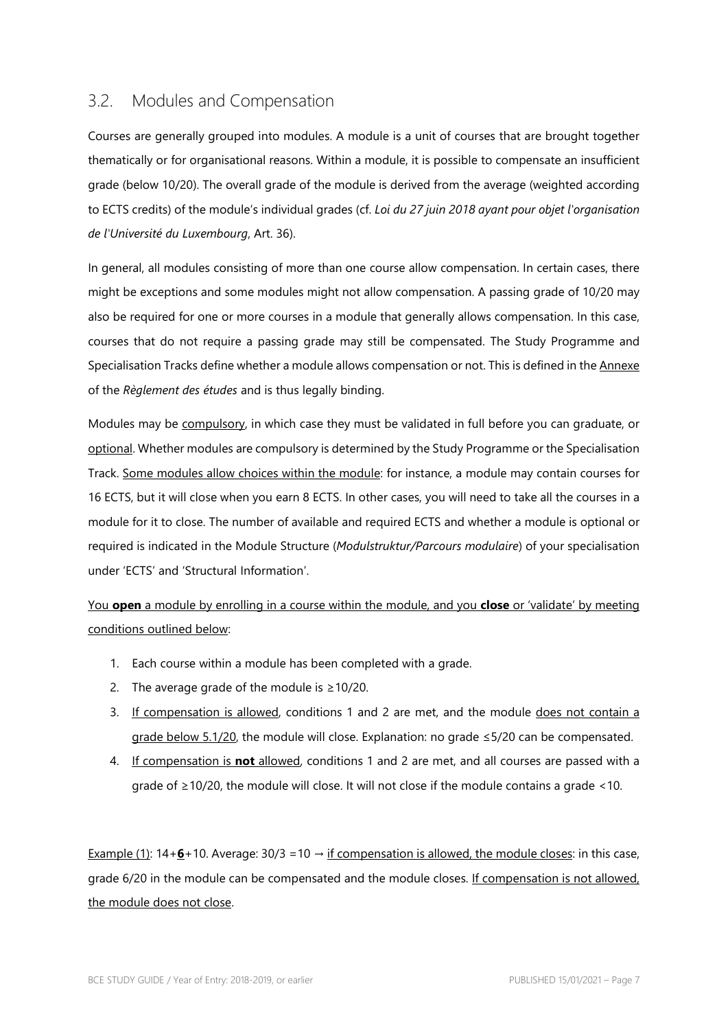## 3.2. Modules and Compensation

Courses are generally grouped into modules. A module is a unit of courses that are brought together thematically or for organisational reasons. Within a module, it is possible to compensate an insufficient grade (below 10/20). The overall grade of the module is derived from the average (weighted according to ECTS credits) of the module's individual grades (cf. *Loi du 27 juin 2018 ayant pour objet l'organisation de l'Université du Luxembourg*, Art. 36).

In general, all modules consisting of more than one course allow compensation. In certain cases, there might be exceptions and some modules might not allow compensation. A passing grade of 10/20 may also be required for one or more courses in a module that generally allows compensation. In this case, courses that do not require a passing grade may still be compensated. The Study Programme and Specialisation Tracks define whether a module allows compensation or not. This is defined in the Annexe of the *Règlement des études* and is thus legally binding.

Modules may be compulsory, in which case they must be validated in full before you can graduate, or optional. Whether modules are compulsory is determined by the Study Programme or the Specialisation Track. Some modules allow choices within the module: for instance, a module may contain courses for 16 ECTS, but it will close when you earn 8 ECTS. In other cases, you will need to take all the courses in a module for it to close. The number of available and required ECTS and whether a module is optional or required is indicated in the Module Structure (*Modulstruktur/Parcours modulaire*) of your specialisation under 'ECTS' and 'Structural Information'.

You **open** a module by enrolling in a course within the module, and you **close** or 'validate' by meeting conditions outlined below:

1. Each course within a module has been completed with a grade.
2. The average grade of the module is ≥10/20.
3. If compensation is allowed, conditions 1 and 2 are met, and the module does not contain a grade below 5.1/20, the module will close. Explanation: no grade ≤5/20 can be compensated.
4. If compensation is **not** allowed, conditions 1 and 2 are met, and all courses are passed with a grade of ≥10/20, the module will close. It will not close if the module contains a grade <10.

Example (1): 14+**6**+10. Average: 30/3 =10 → if compensation is allowed, the module closes: in this case, grade 6/20 in the module can be compensated and the module closes. If compensation is not allowed, the module does not close.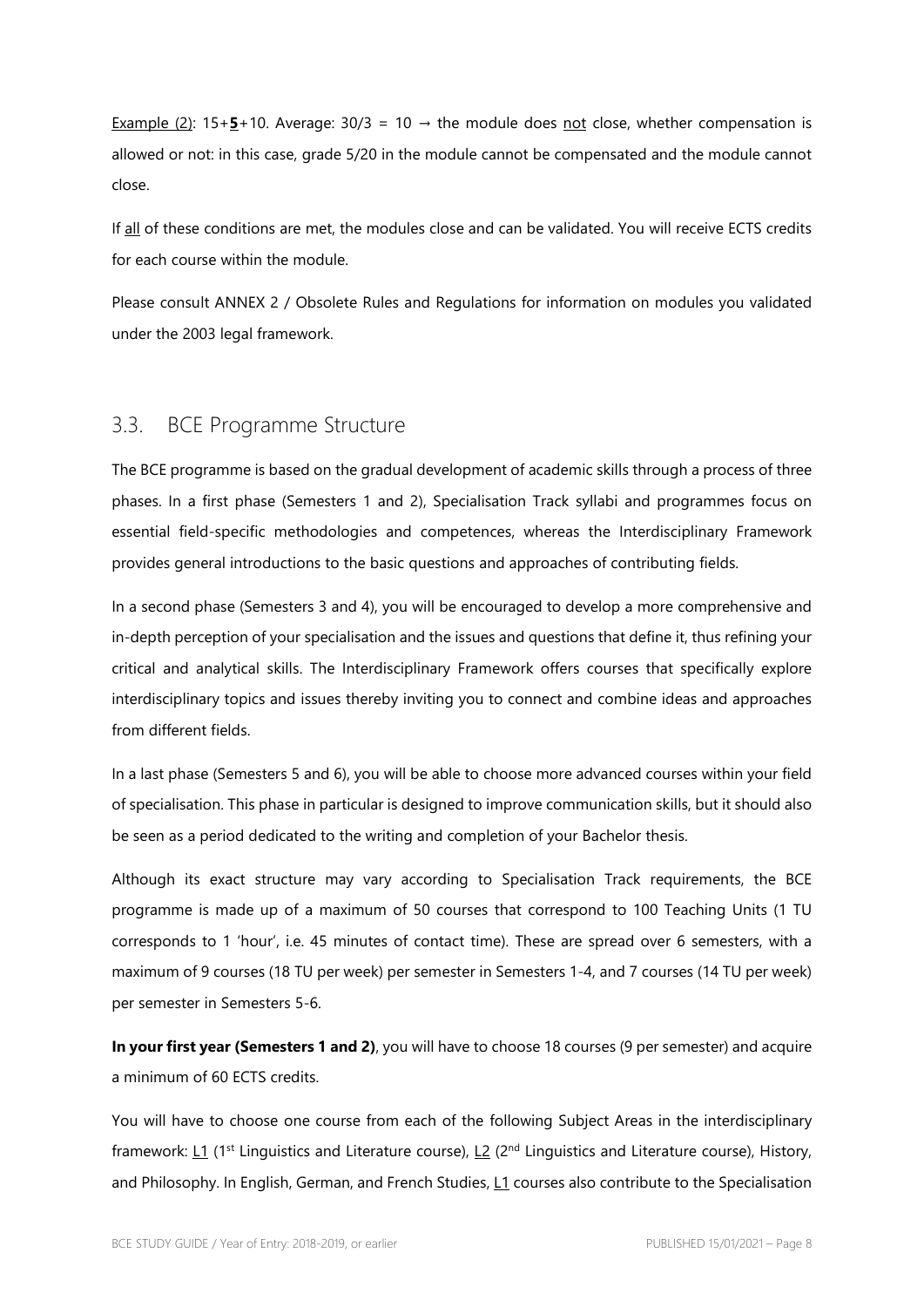Example (2): 15+**5**+10. Average: 30/3 = 10 → the module does not close, whether compensation is allowed or not: in this case, grade 5/20 in the module cannot be compensated and the module cannot close.

If all of these conditions are met, the modules close and can be validated. You will receive ECTS credits for each course within the module.

Please consult ANNEX 2 / Obsolete Rules and Regulations for information on modules you validated under the 2003 legal framework.

## 3.3. BCE Programme Structure

The BCE programme is based on the gradual development of academic skills through a process of three phases. In a first phase (Semesters 1 and 2), Specialisation Track syllabi and programmes focus on essential field-specific methodologies and competences, whereas the Interdisciplinary Framework provides general introductions to the basic questions and approaches of contributing fields.

In a second phase (Semesters 3 and 4), you will be encouraged to develop a more comprehensive and in-depth perception of your specialisation and the issues and questions that define it, thus refining your critical and analytical skills. The Interdisciplinary Framework offers courses that specifically explore interdisciplinary topics and issues thereby inviting you to connect and combine ideas and approaches from different fields.

In a last phase (Semesters 5 and 6), you will be able to choose more advanced courses within your field of specialisation. This phase in particular is designed to improve communication skills, but it should also be seen as a period dedicated to the writing and completion of your Bachelor thesis.

Although its exact structure may vary according to Specialisation Track requirements, the BCE programme is made up of a maximum of 50 courses that correspond to 100 Teaching Units (1 TU corresponds to 1 'hour', i.e. 45 minutes of contact time). These are spread over 6 semesters, with a maximum of 9 courses (18 TU per week) per semester in Semesters 1-4, and 7 courses (14 TU per week) per semester in Semesters 5-6.

**In your first year (Semesters 1 and 2)**, you will have to choose 18 courses (9 per semester) and acquire a minimum of 60 ECTS credits.

You will have to choose one course from each of the following Subject Areas in the interdisciplinary framework: L1 (1st Linguistics and Literature course), L2 (2nd Linguistics and Literature course), History, and Philosophy. In English, German, and French Studies, L1 courses also contribute to the Specialisation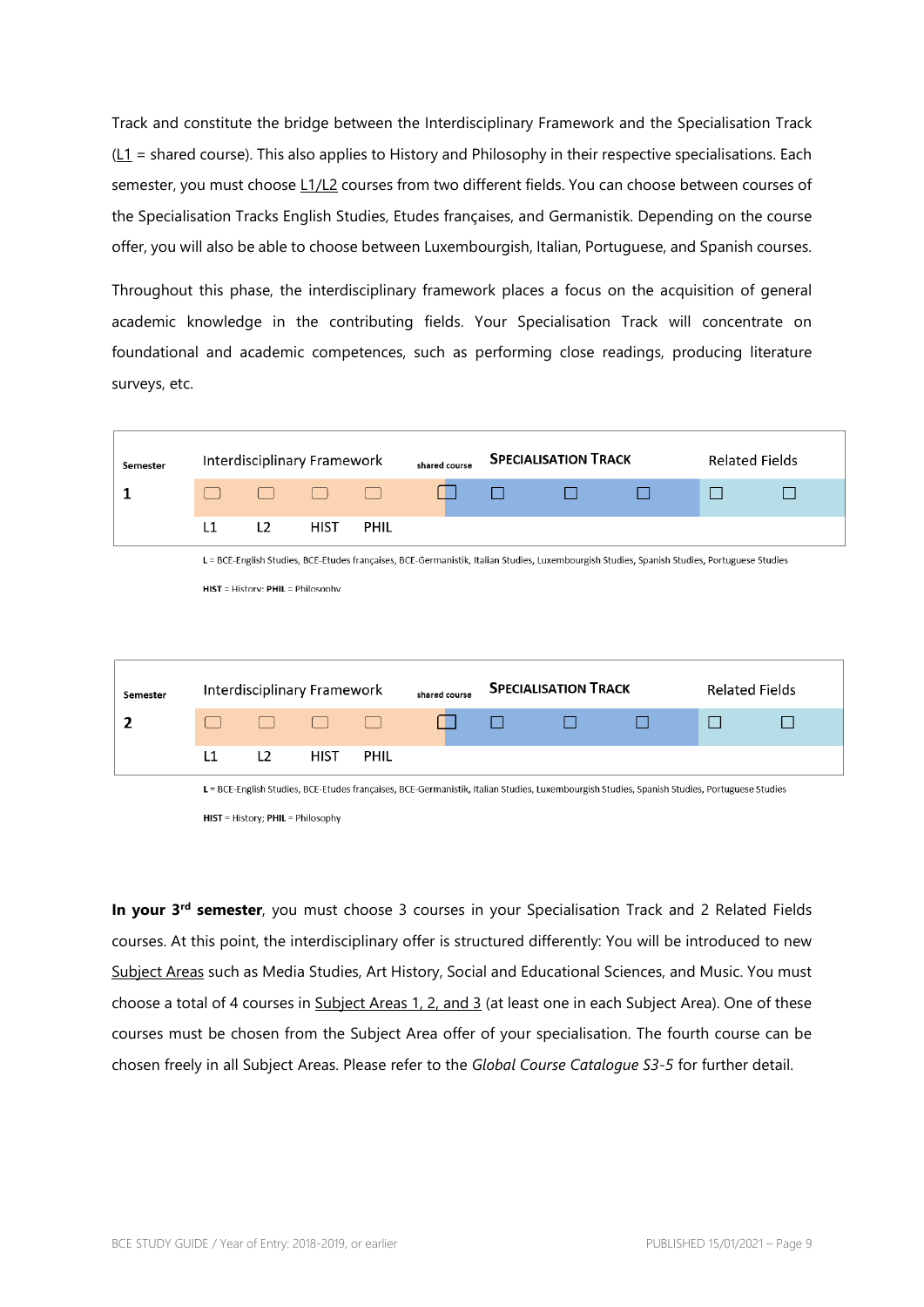Track and constitute the bridge between the Interdisciplinary Framework and the Specialisation Track (L1 = shared course). This also applies to History and Philosophy in their respective specialisations. Each semester, you must choose L1/L2 courses from two different fields. You can choose between courses of the Specialisation Tracks English Studies, Etudes françaises, and Germanistik. Depending on the course offer, you will also be able to choose between Luxembourgish, Italian, Portuguese, and Spanish courses.

Throughout this phase, the interdisciplinary framework places a focus on the acquisition of general academic knowledge in the contributing fields. Your Specialisation Track will concentrate on foundational and academic competences, such as performing close readings, producing literature surveys, etc.

| Semester | Interdisciplinary Framework | | | | shared course | SPECIALISATION TRACK | | | Related Fields | |
|---|---|---|---|---|---|---|---|---|---|---|
| **1** | ☐ | ☐ | ☐ | ☐ | ☐ | ☐ | ☐ | ☐ | ☐ | ☐ |
| | L1 | L2 | HIST | PHIL | | | | | | |

**L** = BCE-English Studies, BCE-Etudes françaises, BCE-Germanistik, Italian Studies, Luxembourgish Studies, Spanish Studies, Portuguese Studies

**HIST** = History; **PHIL** = Philosophy

| Semester | Interdisciplinary Framework | | | | shared course | SPECIALISATION TRACK | | | Related Fields | |
|---|---|---|---|---|---|---|---|---|---|---|
| **2** | ☐ | ☐ | ☐ | ☐ | ☐ | ☐ | ☐ | ☐ | ☐ | ☐ |
| | L1 | L2 | HIST | PHIL | | | | | | |

**L** = BCE-English Studies, BCE-Etudes françaises, BCE-Germanistik, Italian Studies, Luxembourgish Studies, Spanish Studies, Portuguese Studies

**HIST** = History; **PHIL** = Philosophy

**In your 3rd semester**, you must choose 3 courses in your Specialisation Track and 2 Related Fields courses. At this point, the interdisciplinary offer is structured differently: You will be introduced to new Subject Areas such as Media Studies, Art History, Social and Educational Sciences, and Music. You must choose a total of 4 courses in Subject Areas 1, 2, and 3 (at least one in each Subject Area). One of these courses must be chosen from the Subject Area offer of your specialisation. The fourth course can be chosen freely in all Subject Areas. Please refer to the *Global Course Catalogue S3-5* for further detail.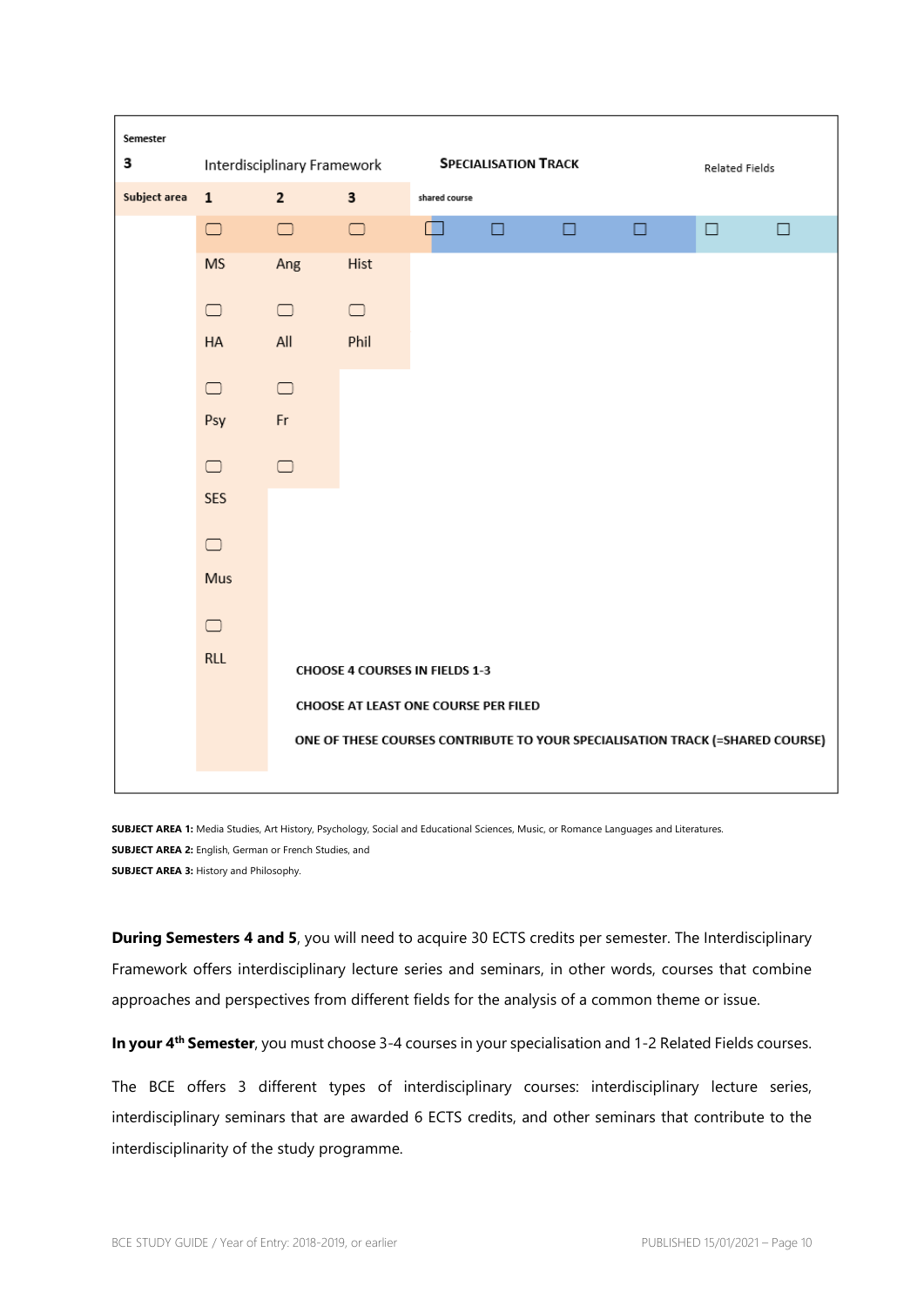| Semester 3 | Interdisciplinary Framework | | | Specialisation Track | | | | Related Fields | |
|---|---|---|---|---|---|---|---|---|---|
| Subject area | 1 | 2 | 3 | shared course | | | | | |
| | ☐ | ☐ | ☐ | ☐ | ☐ | ☐ | ☐ | ☐ | ☐ |
| | MS | Ang | Hist | | | | | | |
| | ☐ | ☐ | ☐ | | | | | | |
| | HA | All | Phil | | | | | | |
| | ☐ | ☐ | | | | | | | |
| | Psy | Fr | | | | | | | |
| | ☐ | ☐ | | | | | | | |
| | SES | | | | | | | | |
| | ☐ | | | | | | | | |
| | Mus | | | | | | | | |
| | ☐ | | | | | | | | |
| | RLL | | | | | | | | |

CHOOSE 4 COURSES IN FIELDS 1-3

CHOOSE AT LEAST ONE COURSE PER FILED

ONE OF THESE COURSES CONTRIBUTE TO YOUR SPECIALISATION TRACK (=SHARED COURSE)

**SUBJECT AREA 1:** Media Studies, Art History, Psychology, Social and Educational Sciences, Music, or Romance Languages and Literatures.
**SUBJECT AREA 2:** English, German or French Studies, and
**SUBJECT AREA 3:** History and Philosophy.

**During Semesters 4 and 5**, you will need to acquire 30 ECTS credits per semester. The Interdisciplinary Framework offers interdisciplinary lecture series and seminars, in other words, courses that combine approaches and perspectives from different fields for the analysis of a common theme or issue.

**In your 4th Semester**, you must choose 3-4 courses in your specialisation and 1-2 Related Fields courses.

The BCE offers 3 different types of interdisciplinary courses: interdisciplinary lecture series, interdisciplinary seminars that are awarded 6 ECTS credits, and other seminars that contribute to the interdisciplinarity of the study programme.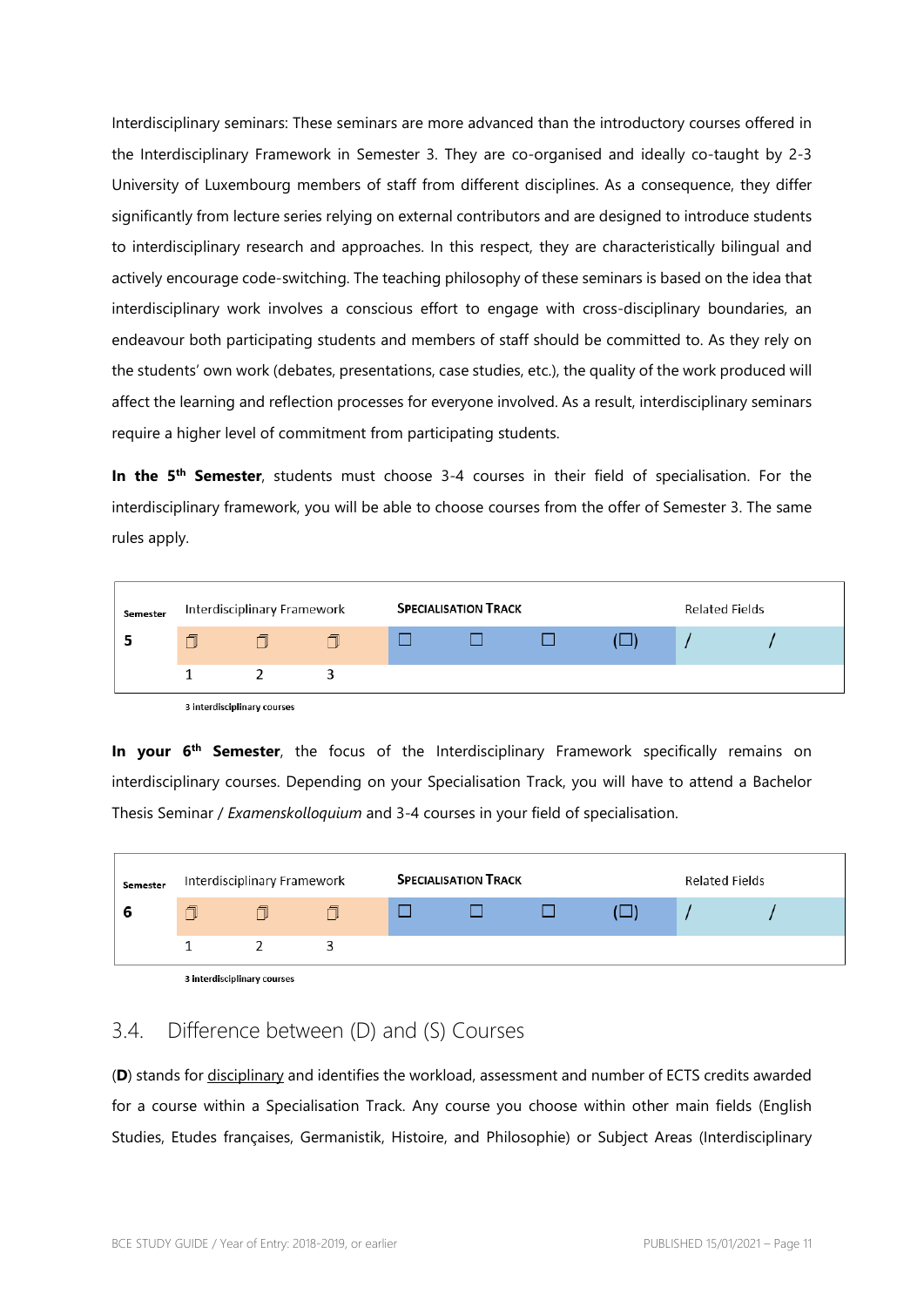Interdisciplinary seminars: These seminars are more advanced than the introductory courses offered in the Interdisciplinary Framework in Semester 3. They are co-organised and ideally co-taught by 2-3 University of Luxembourg members of staff from different disciplines. As a consequence, they differ significantly from lecture series relying on external contributors and are designed to introduce students to interdisciplinary research and approaches. In this respect, they are characteristically bilingual and actively encourage code-switching. The teaching philosophy of these seminars is based on the idea that interdisciplinary work involves a conscious effort to engage with cross-disciplinary boundaries, an endeavour both participating students and members of staff should be committed to. As they rely on the students' own work (debates, presentations, case studies, etc.), the quality of the work produced will affect the learning and reflection processes for everyone involved. As a result, interdisciplinary seminars require a higher level of commitment from participating students.

**In the 5th Semester**, students must choose 3-4 courses in their field of specialisation. For the interdisciplinary framework, you will be able to choose courses from the offer of Semester 3. The same rules apply.

| Semester | Interdisciplinary Framework | | | Specialisation Track | | | | Related Fields | |
|---|---|---|---|---|---|---|---|---|---|
| 5 | ❒ | ❒ | ❒ | ☐ | ☐ | ☐ | (☐) | / | / |
| | 1 | 2 | 3 | | | | | | |

3 interdisciplinary courses

**In your 6th Semester**, the focus of the Interdisciplinary Framework specifically remains on interdisciplinary courses. Depending on your Specialisation Track, you will have to attend a Bachelor Thesis Seminar / *Examenskolloquium* and 3-4 courses in your field of specialisation.

| Semester | Interdisciplinary Framework | | | Specialisation Track | | | | Related Fields | |
|---|---|---|---|---|---|---|---|---|---|
| 6 | ❒ | ❒ | ❒ | ☐ | ☐ | ☐ | (☐) | / | / |
| | 1 | 2 | 3 | | | | | | |

3 interdisciplinary courses

## 3.4. Difference between (D) and (S) Courses

(**D**) stands for disciplinary and identifies the workload, assessment and number of ECTS credits awarded for a course within a Specialisation Track. Any course you choose within other main fields (English Studies, Etudes françaises, Germanistik, Histoire, and Philosophie) or Subject Areas (Interdisciplinary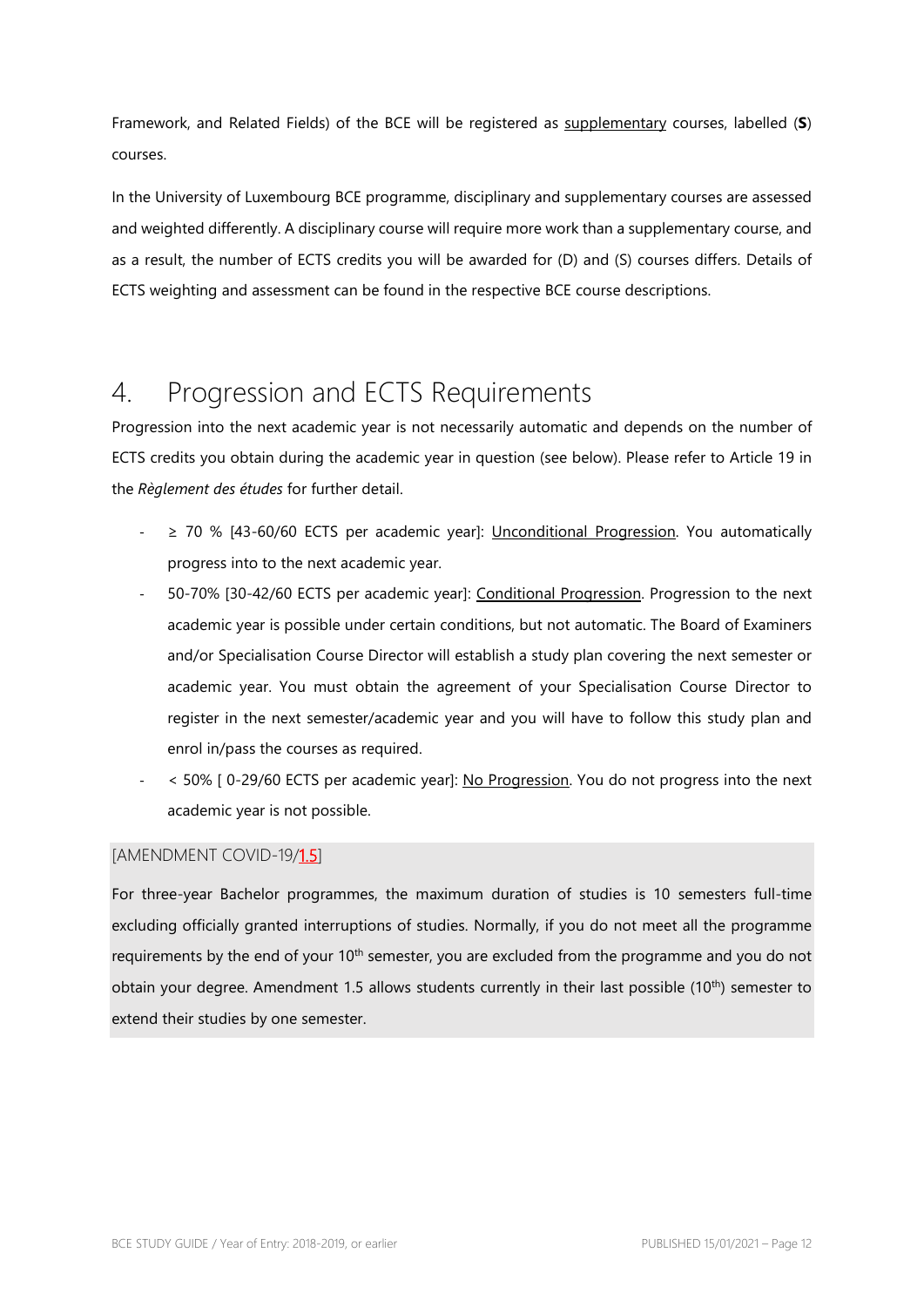Framework, and Related Fields) of the BCE will be registered as supplementary courses, labelled (**S**) courses.

In the University of Luxembourg BCE programme, disciplinary and supplementary courses are assessed and weighted differently. A disciplinary course will require more work than a supplementary course, and as a result, the number of ECTS credits you will be awarded for (D) and (S) courses differs. Details of ECTS weighting and assessment can be found in the respective BCE course descriptions.

# 4. Progression and ECTS Requirements

Progression into the next academic year is not necessarily automatic and depends on the number of ECTS credits you obtain during the academic year in question (see below). Please refer to Article 19 in the *Règlement des études* for further detail.

- ≥ 70 % [43-60/60 ECTS per academic year]: Unconditional Progression. You automatically progress into to the next academic year.
- 50-70% [30-42/60 ECTS per academic year]: Conditional Progression. Progression to the next academic year is possible under certain conditions, but not automatic. The Board of Examiners and/or Specialisation Course Director will establish a study plan covering the next semester or academic year. You must obtain the agreement of your Specialisation Course Director to register in the next semester/academic year and you will have to follow this study plan and enrol in/pass the courses as required.
- < 50% [ 0-29/60 ECTS per academic year]: No Progression. You do not progress into the next academic year is not possible.

[AMENDMENT COVID-19/1.5]

For three-year Bachelor programmes, the maximum duration of studies is 10 semesters full-time excluding officially granted interruptions of studies. Normally, if you do not meet all the programme requirements by the end of your 10th semester, you are excluded from the programme and you do not obtain your degree. Amendment 1.5 allows students currently in their last possible (10th) semester to extend their studies by one semester.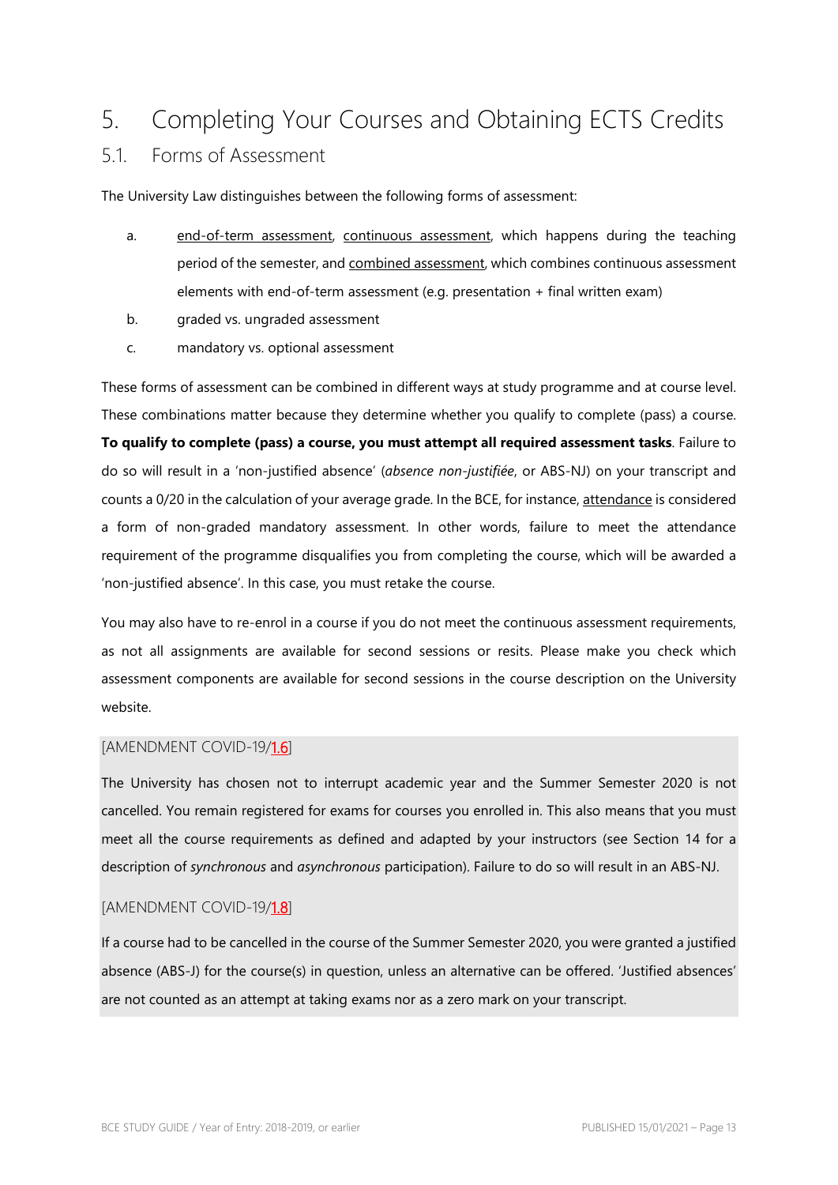# 5. Completing Your Courses and Obtaining ECTS Credits

## 5.1. Forms of Assessment

The University Law distinguishes between the following forms of assessment:

a. end-of-term assessment, continuous assessment, which happens during the teaching period of the semester, and combined assessment, which combines continuous assessment elements with end-of-term assessment (e.g. presentation + final written exam)

b. graded vs. ungraded assessment

c. mandatory vs. optional assessment

These forms of assessment can be combined in different ways at study programme and at course level. These combinations matter because they determine whether you qualify to complete (pass) a course. **To qualify to complete (pass) a course, you must attempt all required assessment tasks**. Failure to do so will result in a 'non-justified absence' (*absence non-justifiée*, or ABS-NJ) on your transcript and counts a 0/20 in the calculation of your average grade. In the BCE, for instance, attendance is considered a form of non-graded mandatory assessment. In other words, failure to meet the attendance requirement of the programme disqualifies you from completing the course, which will be awarded a 'non-justified absence'. In this case, you must retake the course.

You may also have to re-enrol in a course if you do not meet the continuous assessment requirements, as not all assignments are available for second sessions or resits. Please make you check which assessment components are available for second sessions in the course description on the University website.

[AMENDMENT COVID-19/1.6]

The University has chosen not to interrupt academic year and the Summer Semester 2020 is not cancelled. You remain registered for exams for courses you enrolled in. This also means that you must meet all the course requirements as defined and adapted by your instructors (see Section 14 for a description of *synchronous* and *asynchronous* participation). Failure to do so will result in an ABS-NJ.

[AMENDMENT COVID-19/1.8]

If a course had to be cancelled in the course of the Summer Semester 2020, you were granted a justified absence (ABS-J) for the course(s) in question, unless an alternative can be offered. 'Justified absences' are not counted as an attempt at taking exams nor as a zero mark on your transcript.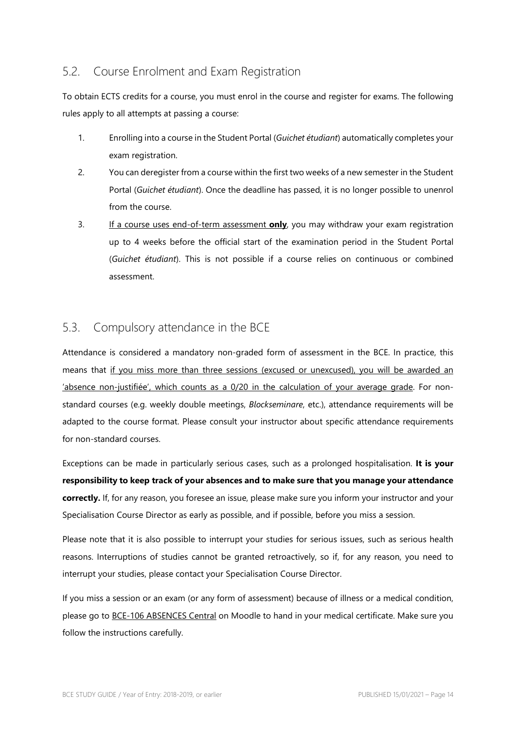## 5.2. Course Enrolment and Exam Registration

To obtain ECTS credits for a course, you must enrol in the course and register for exams. The following rules apply to all attempts at passing a course:

1. Enrolling into a course in the Student Portal (*Guichet étudiant*) automatically completes your exam registration.
2. You can deregister from a course within the first two weeks of a new semester in the Student Portal (*Guichet étudiant*). Once the deadline has passed, it is no longer possible to unenrol from the course.
3. If a course uses end-of-term assessment **only**, you may withdraw your exam registration up to 4 weeks before the official start of the examination period in the Student Portal (*Guichet étudiant*). This is not possible if a course relies on continuous or combined assessment.

## 5.3. Compulsory attendance in the BCE

Attendance is considered a mandatory non-graded form of assessment in the BCE. In practice, this means that if you miss more than three sessions (excused or unexcused), you will be awarded an 'absence non-justifiée', which counts as a 0/20 in the calculation of your average grade. For non-standard courses (e.g. weekly double meetings, *Blockseminare*, etc.), attendance requirements will be adapted to the course format. Please consult your instructor about specific attendance requirements for non-standard courses.

Exceptions can be made in particularly serious cases, such as a prolonged hospitalisation. **It is your responsibility to keep track of your absences and to make sure that you manage your attendance correctly.** If, for any reason, you foresee an issue, please make sure you inform your instructor and your Specialisation Course Director as early as possible, and if possible, before you miss a session.

Please note that it is also possible to interrupt your studies for serious issues, such as serious health reasons. Interruptions of studies cannot be granted retroactively, so if, for any reason, you need to interrupt your studies, please contact your Specialisation Course Director.

If you miss a session or an exam (or any form of assessment) because of illness or a medical condition, please go to BCE-106 ABSENCES Central on Moodle to hand in your medical certificate. Make sure you follow the instructions carefully.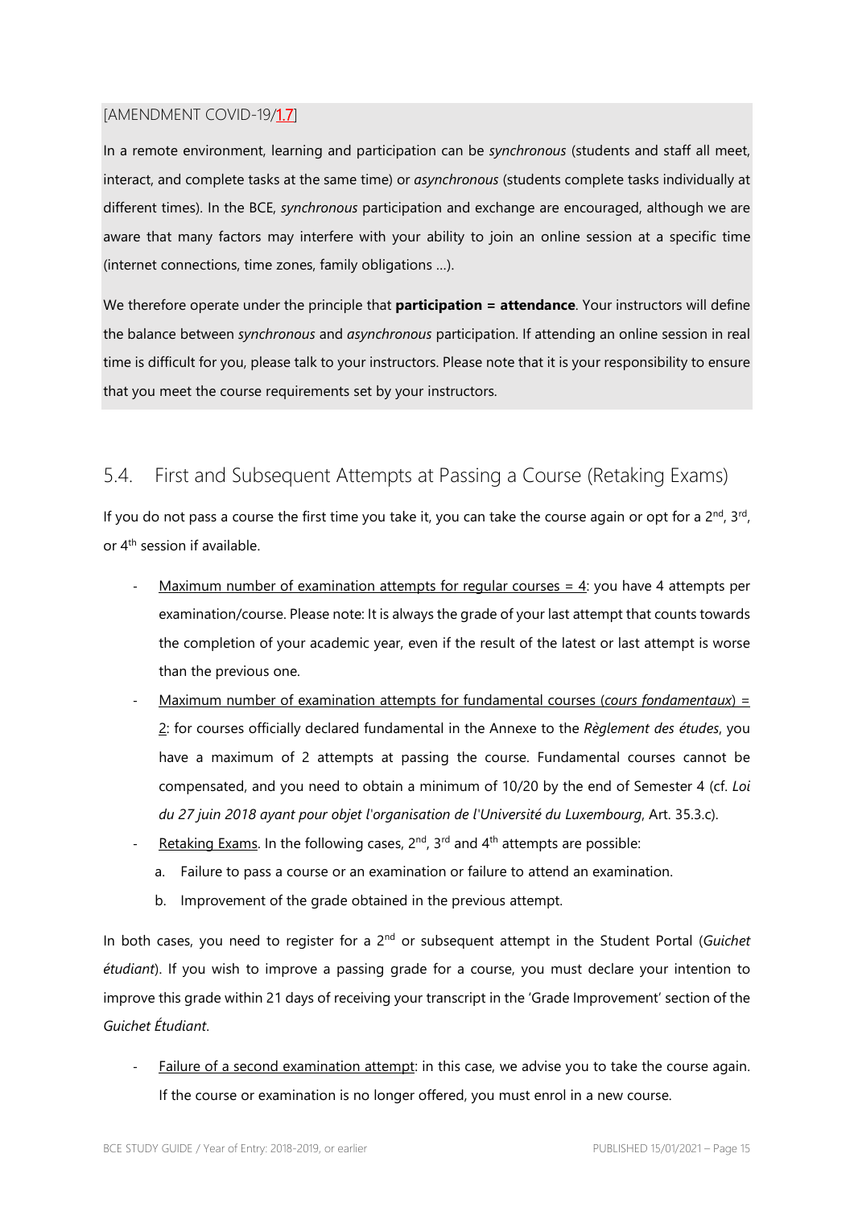[AMENDMENT COVID-19/1.7]

In a remote environment, learning and participation can be *synchronous* (students and staff all meet, interact, and complete tasks at the same time) or *asynchronous* (students complete tasks individually at different times). In the BCE, *synchronous* participation and exchange are encouraged, although we are aware that many factors may interfere with your ability to join an online session at a specific time (internet connections, time zones, family obligations …).

We therefore operate under the principle that **participation = attendance**. Your instructors will define the balance between *synchronous* and *asynchronous* participation. If attending an online session in real time is difficult for you, please talk to your instructors. Please note that it is your responsibility to ensure that you meet the course requirements set by your instructors.

## 5.4. First and Subsequent Attempts at Passing a Course (Retaking Exams)

If you do not pass a course the first time you take it, you can take the course again or opt for a 2nd, 3rd, or 4th session if available.

- Maximum number of examination attempts for regular courses = 4: you have 4 attempts per examination/course. Please note: It is always the grade of your last attempt that counts towards the completion of your academic year, even if the result of the latest or last attempt is worse than the previous one.
- Maximum number of examination attempts for fundamental courses (*cours fondamentaux*) = 2: for courses officially declared fundamental in the Annexe to the *Règlement des études*, you have a maximum of 2 attempts at passing the course. Fundamental courses cannot be compensated, and you need to obtain a minimum of 10/20 by the end of Semester 4 (cf. *Loi du 27 juin 2018 ayant pour objet l'organisation de l'Université du Luxembourg*, Art. 35.3.c).
- Retaking Exams. In the following cases, 2nd, 3rd and 4th attempts are possible:
  a. Failure to pass a course or an examination or failure to attend an examination.
  b. Improvement of the grade obtained in the previous attempt.

In both cases, you need to register for a 2nd or subsequent attempt in the Student Portal (*Guichet étudiant*). If you wish to improve a passing grade for a course, you must declare your intention to improve this grade within 21 days of receiving your transcript in the 'Grade Improvement' section of the *Guichet Étudiant*.

- Failure of a second examination attempt: in this case, we advise you to take the course again. If the course or examination is no longer offered, you must enrol in a new course.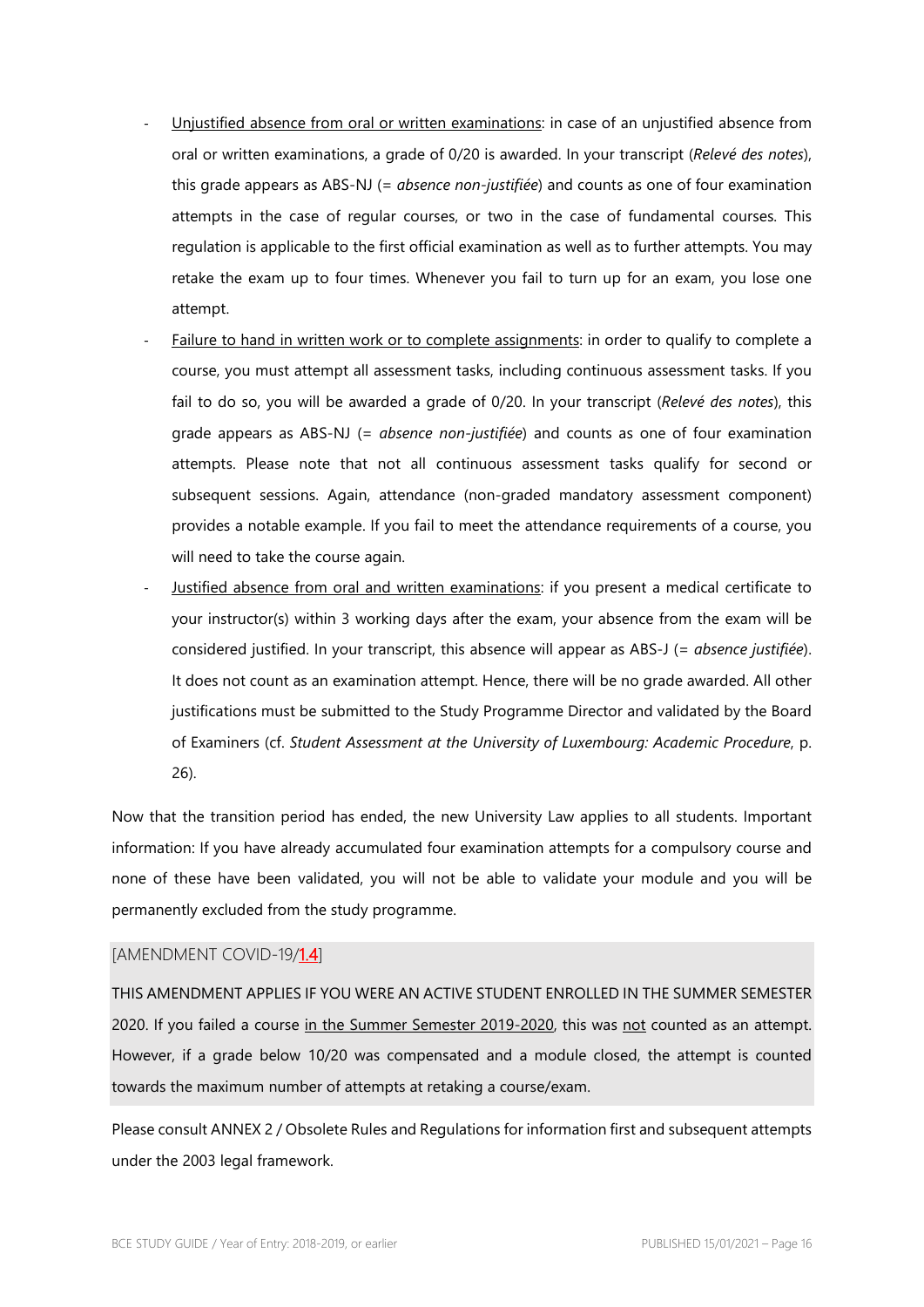- Unjustified absence from oral or written examinations: in case of an unjustified absence from oral or written examinations, a grade of 0/20 is awarded. In your transcript (*Relevé des notes*), this grade appears as ABS-NJ (= *absence non-justifiée*) and counts as one of four examination attempts in the case of regular courses, or two in the case of fundamental courses. This regulation is applicable to the first official examination as well as to further attempts. You may retake the exam up to four times. Whenever you fail to turn up for an exam, you lose one attempt.
- Failure to hand in written work or to complete assignments: in order to qualify to complete a course, you must attempt all assessment tasks, including continuous assessment tasks. If you fail to do so, you will be awarded a grade of 0/20. In your transcript (*Relevé des notes*), this grade appears as ABS-NJ (= *absence non-justifiée*) and counts as one of four examination attempts. Please note that not all continuous assessment tasks qualify for second or subsequent sessions. Again, attendance (non-graded mandatory assessment component) provides a notable example. If you fail to meet the attendance requirements of a course, you will need to take the course again.
- Justified absence from oral and written examinations: if you present a medical certificate to your instructor(s) within 3 working days after the exam, your absence from the exam will be considered justified. In your transcript, this absence will appear as ABS-J (= *absence justifiée*). It does not count as an examination attempt. Hence, there will be no grade awarded. All other justifications must be submitted to the Study Programme Director and validated by the Board of Examiners (cf. *Student Assessment at the University of Luxembourg: Academic Procedure*, p. 26).

Now that the transition period has ended, the new University Law applies to all students. Important information: If you have already accumulated four examination attempts for a compulsory course and none of these have been validated, you will not be able to validate your module and you will be permanently excluded from the study programme.

[AMENDMENT COVID-19/1.4]

THIS AMENDMENT APPLIES IF YOU WERE AN ACTIVE STUDENT ENROLLED IN THE SUMMER SEMESTER 2020. If you failed a course in the Summer Semester 2019-2020, this was not counted as an attempt. However, if a grade below 10/20 was compensated and a module closed, the attempt is counted towards the maximum number of attempts at retaking a course/exam.

Please consult ANNEX 2 / Obsolete Rules and Regulations for information first and subsequent attempts under the 2003 legal framework.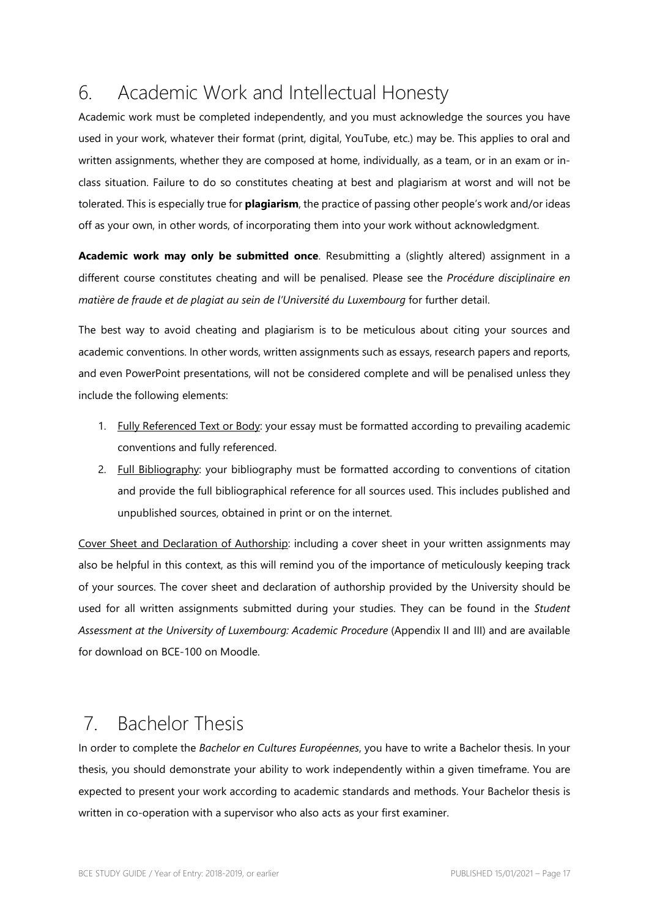## 6. Academic Work and Intellectual Honesty

Academic work must be completed independently, and you must acknowledge the sources you have used in your work, whatever their format (print, digital, YouTube, etc.) may be. This applies to oral and written assignments, whether they are composed at home, individually, as a team, or in an exam or in-class situation. Failure to do so constitutes cheating at best and plagiarism at worst and will not be tolerated. This is especially true for **plagiarism**, the practice of passing other people's work and/or ideas off as your own, in other words, of incorporating them into your work without acknowledgment.

**Academic work may only be submitted once**. Resubmitting a (slightly altered) assignment in a different course constitutes cheating and will be penalised. Please see the *Procédure disciplinaire en matière de fraude et de plagiat au sein de l'Université du Luxembourg* for further detail.

The best way to avoid cheating and plagiarism is to be meticulous about citing your sources and academic conventions. In other words, written assignments such as essays, research papers and reports, and even PowerPoint presentations, will not be considered complete and will be penalised unless they include the following elements:

1. Fully Referenced Text or Body: your essay must be formatted according to prevailing academic conventions and fully referenced.
2. Full Bibliography: your bibliography must be formatted according to conventions of citation and provide the full bibliographical reference for all sources used. This includes published and unpublished sources, obtained in print or on the internet.

Cover Sheet and Declaration of Authorship: including a cover sheet in your written assignments may also be helpful in this context, as this will remind you of the importance of meticulously keeping track of your sources. The cover sheet and declaration of authorship provided by the University should be used for all written assignments submitted during your studies. They can be found in the *Student Assessment at the University of Luxembourg: Academic Procedure* (Appendix II and III) and are available for download on BCE-100 on Moodle.

## 7. Bachelor Thesis

In order to complete the *Bachelor en Cultures Européennes*, you have to write a Bachelor thesis. In your thesis, you should demonstrate your ability to work independently within a given timeframe. You are expected to present your work according to academic standards and methods. Your Bachelor thesis is written in co-operation with a supervisor who also acts as your first examiner.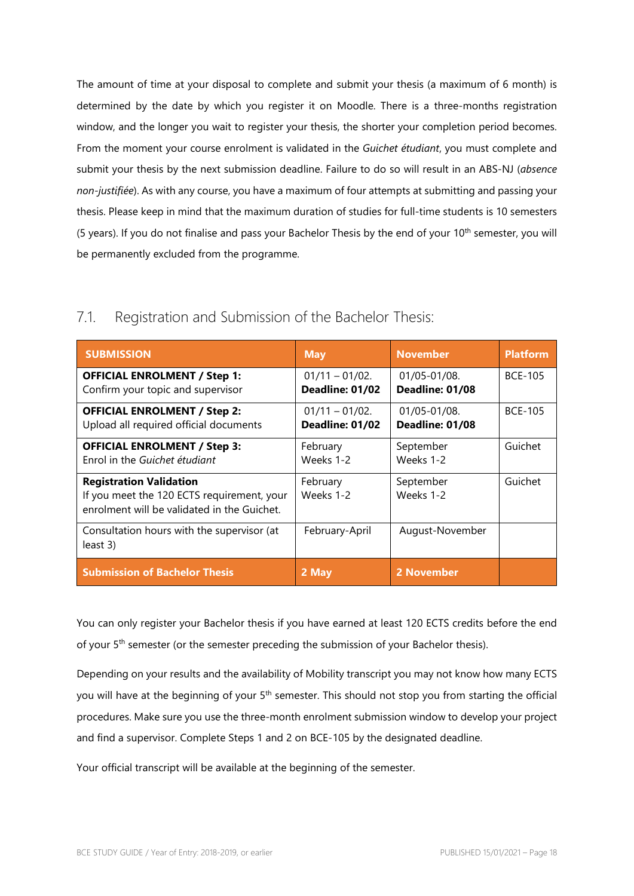The amount of time at your disposal to complete and submit your thesis (a maximum of 6 month) is determined by the date by which you register it on Moodle. There is a three-months registration window, and the longer you wait to register your thesis, the shorter your completion period becomes. From the moment your course enrolment is validated in the *Guichet étudiant*, you must complete and submit your thesis by the next submission deadline. Failure to do so will result in an ABS-NJ (*absence non-justifiée*). As with any course, you have a maximum of four attempts at submitting and passing your thesis. Please keep in mind that the maximum duration of studies for full-time students is 10 semesters (5 years). If you do not finalise and pass your Bachelor Thesis by the end of your 10th semester, you will be permanently excluded from the programme.

## 7.1. Registration and Submission of the Bachelor Thesis:

| SUBMISSION | May | November | Platform |
|---|---|---|---|
| **OFFICIAL ENROLMENT / Step 1:** Confirm your topic and supervisor | 01/11 – 01/02. **Deadline: 01/02** | 01/05-01/08. **Deadline: 01/08** | BCE-105 |
| **OFFICIAL ENROLMENT / Step 2:** Upload all required official documents | 01/11 – 01/02. **Deadline: 01/02** | 01/05-01/08. **Deadline: 01/08** | BCE-105 |
| **OFFICIAL ENROLMENT / Step 3:** Enrol in the *Guichet étudiant* | February Weeks 1-2 | September Weeks 1-2 | Guichet |
| **Registration Validation** If you meet the 120 ECTS requirement, your enrolment will be validated in the Guichet. | February Weeks 1-2 | September Weeks 1-2 | Guichet |
| Consultation hours with the supervisor (at least 3) | February-April | August-November | |
| **Submission of Bachelor Thesis** | **2 May** | **2 November** | |

You can only register your Bachelor thesis if you have earned at least 120 ECTS credits before the end of your 5th semester (or the semester preceding the submission of your Bachelor thesis).

Depending on your results and the availability of Mobility transcript you may not know how many ECTS you will have at the beginning of your 5th semester. This should not stop you from starting the official procedures. Make sure you use the three-month enrolment submission window to develop your project and find a supervisor. Complete Steps 1 and 2 on BCE-105 by the designated deadline.

Your official transcript will be available at the beginning of the semester.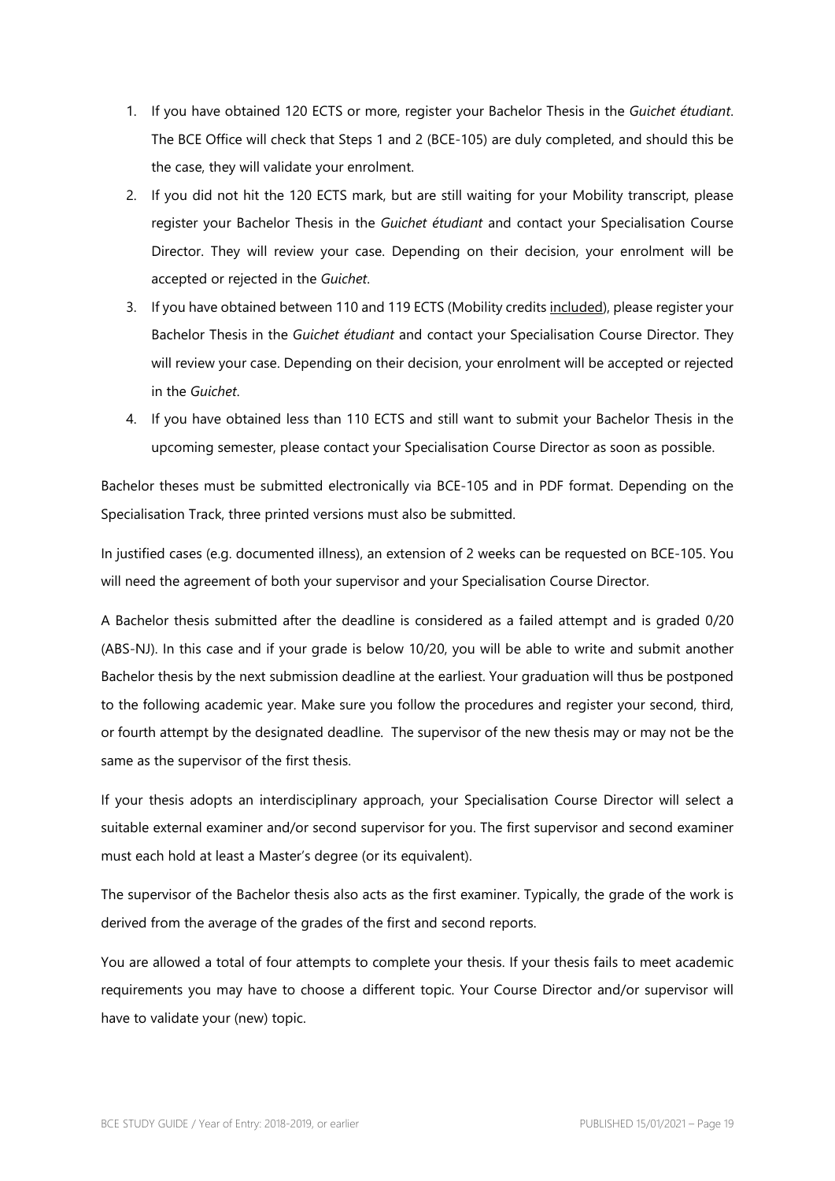1. If you have obtained 120 ECTS or more, register your Bachelor Thesis in the *Guichet étudiant*. The BCE Office will check that Steps 1 and 2 (BCE-105) are duly completed, and should this be the case, they will validate your enrolment.
2. If you did not hit the 120 ECTS mark, but are still waiting for your Mobility transcript, please register your Bachelor Thesis in the *Guichet étudiant* and contact your Specialisation Course Director. They will review your case. Depending on their decision, your enrolment will be accepted or rejected in the *Guichet*.
3. If you have obtained between 110 and 119 ECTS (Mobility credits <u>included</u>), please register your Bachelor Thesis in the *Guichet étudiant* and contact your Specialisation Course Director. They will review your case. Depending on their decision, your enrolment will be accepted or rejected in the *Guichet*.
4. If you have obtained less than 110 ECTS and still want to submit your Bachelor Thesis in the upcoming semester, please contact your Specialisation Course Director as soon as possible.

Bachelor theses must be submitted electronically via BCE-105 and in PDF format. Depending on the Specialisation Track, three printed versions must also be submitted.

In justified cases (e.g. documented illness), an extension of 2 weeks can be requested on BCE-105. You will need the agreement of both your supervisor and your Specialisation Course Director.

A Bachelor thesis submitted after the deadline is considered as a failed attempt and is graded 0/20 (ABS-NJ). In this case and if your grade is below 10/20, you will be able to write and submit another Bachelor thesis by the next submission deadline at the earliest. Your graduation will thus be postponed to the following academic year. Make sure you follow the procedures and register your second, third, or fourth attempt by the designated deadline. The supervisor of the new thesis may or may not be the same as the supervisor of the first thesis.

If your thesis adopts an interdisciplinary approach, your Specialisation Course Director will select a suitable external examiner and/or second supervisor for you. The first supervisor and second examiner must each hold at least a Master's degree (or its equivalent).

The supervisor of the Bachelor thesis also acts as the first examiner. Typically, the grade of the work is derived from the average of the grades of the first and second reports.

You are allowed a total of four attempts to complete your thesis. If your thesis fails to meet academic requirements you may have to choose a different topic. Your Course Director and/or supervisor will have to validate your (new) topic.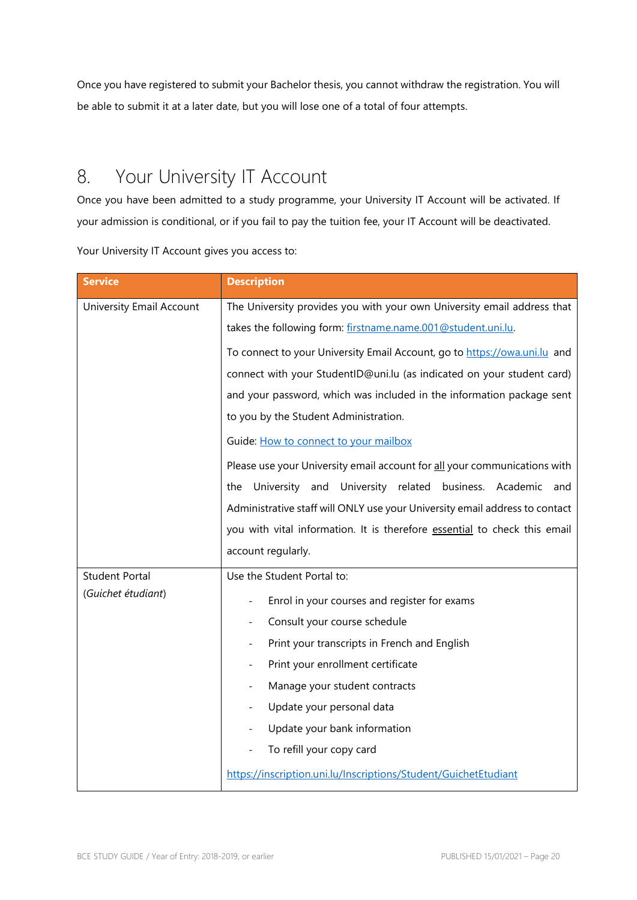Once you have registered to submit your Bachelor thesis, you cannot withdraw the registration. You will be able to submit it at a later date, but you will lose one of a total of four attempts.

# 8. Your University IT Account

Once you have been admitted to a study programme, your University IT Account will be activated. If your admission is conditional, or if you fail to pay the tuition fee, your IT Account will be deactivated.

Your University IT Account gives you access to:

| Service | Description |
|---|---|
| University Email Account | The University provides you with your own University email address that takes the following form: firstname.name.001@student.uni.lu.<br><br>To connect to your University Email Account, go to https://owa.uni.lu and connect with your StudentID@uni.lu (as indicated on your student card) and your password, which was included in the information package sent to you by the Student Administration.<br><br>Guide: How to connect to your mailbox<br><br>Please use your University email account for <u>all</u> your communications with the University and University related business. Academic and Administrative staff will ONLY use your University email address to contact you with vital information. It is therefore <u>essential</u> to check this email account regularly. |
| Student Portal (*Guichet étudiant*) | Use the Student Portal to:<br><br>- Enrol in your courses and register for exams<br>- Consult your course schedule<br>- Print your transcripts in French and English<br>- Print your enrollment certificate<br>- Manage your student contracts<br>- Update your personal data<br>- Update your bank information<br>- To refill your copy card<br><br>https://inscription.uni.lu/Inscriptions/Student/GuichetEtudiant |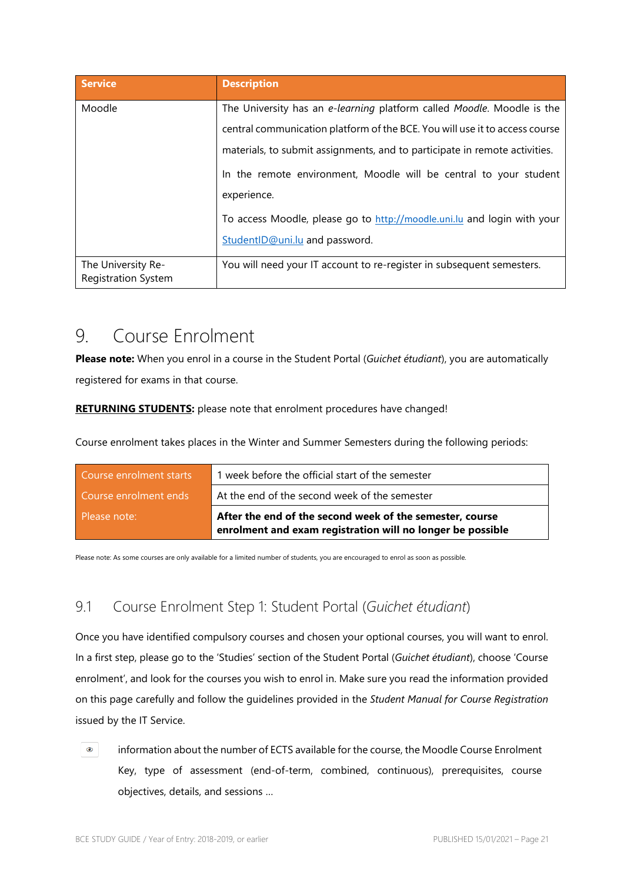| Service | Description |
|---|---|
| Moodle | The University has an *e-learning* platform called *Moodle*. Moodle is the central communication platform of the BCE. You will use it to access course materials, to submit assignments, and to participate in remote activities. In the remote environment, Moodle will be central to your student experience. To access Moodle, please go to http://moodle.uni.lu and login with your StudentID@uni.lu and password. |
| The University Re-Registration System | You will need your IT account to re-register in subsequent semesters. |

# 9. Course Enrolment

**Please note:** When you enrol in a course in the Student Portal (*Guichet étudiant*), you are automatically registered for exams in that course.

**RETURNING STUDENTS:** please note that enrolment procedures have changed!

Course enrolment takes places in the Winter and Summer Semesters during the following periods:

| | |
|---|---|
| Course enrolment starts | 1 week before the official start of the semester |
| Course enrolment ends | At the end of the second week of the semester |
| Please note: | **After the end of the second week of the semester, course enrolment and exam registration will no longer be possible** |

Please note: As some courses are only available for a limited number of students, you are encouraged to enrol as soon as possible.

## 9.1 Course Enrolment Step 1: Student Portal (*Guichet étudiant*)

Once you have identified compulsory courses and chosen your optional courses, you will want to enrol. In a first step, please go to the 'Studies' section of the Student Portal (*Guichet étudiant*), choose 'Course enrolment', and look for the courses you wish to enrol in. Make sure you read the information provided on this page carefully and follow the guidelines provided in the *Student Manual for Course Registration* issued by the IT Service.

- information about the number of ECTS available for the course, the Moodle Course Enrolment Key, type of assessment (end-of-term, combined, continuous), prerequisites, course objectives, details, and sessions …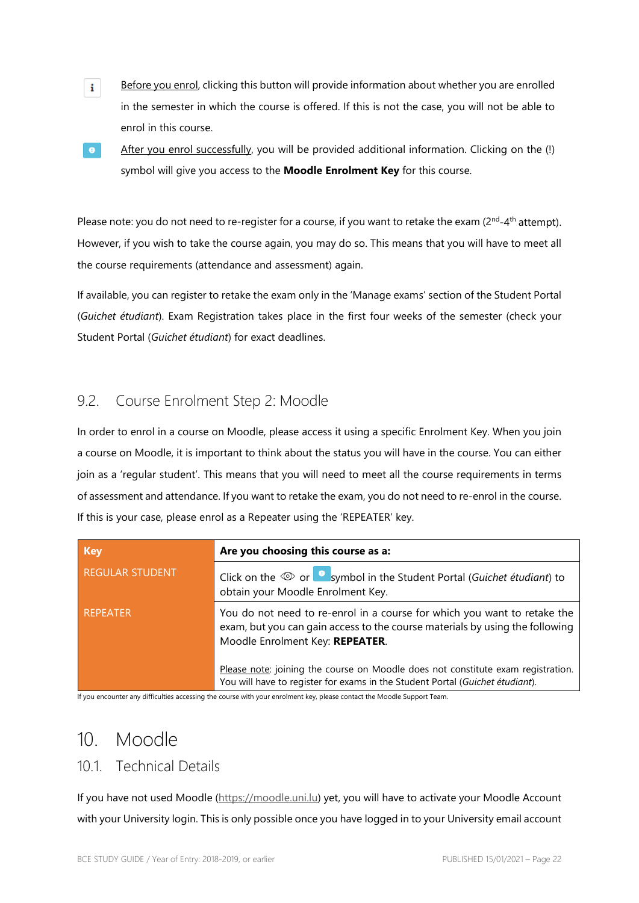Before you enrol, clicking this button will provide information about whether you are enrolled in the semester in which the course is offered. If this is not the case, you will not be able to enrol in this course.

After you enrol successfully, you will be provided additional information. Clicking on the (!) symbol will give you access to the **Moodle Enrolment Key** for this course.

Please note: you do not need to re-register for a course, if you want to retake the exam ($2^{nd}$-$4^{th}$ attempt). However, if you wish to take the course again, you may do so. This means that you will have to meet all the course requirements (attendance and assessment) again.

If available, you can register to retake the exam only in the 'Manage exams' section of the Student Portal (*Guichet étudiant*). Exam Registration takes place in the first four weeks of the semester (check your Student Portal (*Guichet étudiant*) for exact deadlines.

## 9.2. Course Enrolment Step 2: Moodle

In order to enrol in a course on Moodle, please access it using a specific Enrolment Key. When you join a course on Moodle, it is important to think about the status you will have in the course. You can either join as a 'regular student'. This means that you will need to meet all the course requirements in terms of assessment and attendance. If you want to retake the exam, you do not need to re-enrol in the course. If this is your case, please enrol as a Repeater using the 'REPEATER' key.

| Key | Are you choosing this course as a: |
|---|---|
| REGULAR STUDENT | Click on the or symbol in the Student Portal (*Guichet étudiant*) to obtain your Moodle Enrolment Key. |
| REPEATER | You do not need to re-enrol in a course for which you want to retake the exam, but you can gain access to the course materials by using the following Moodle Enrolment Key: **REPEATER**.<br><br>Please note: joining the course on Moodle does not constitute exam registration. You will have to register for exams in the Student Portal (*Guichet étudiant*). |

If you encounter any difficulties accessing the course with your enrolment key, please contact the Moodle Support Team.

# 10. Moodle

## 10.1. Technical Details

If you have not used Moodle (https://moodle.uni.lu) yet, you will have to activate your Moodle Account with your University login. This is only possible once you have logged in to your University email account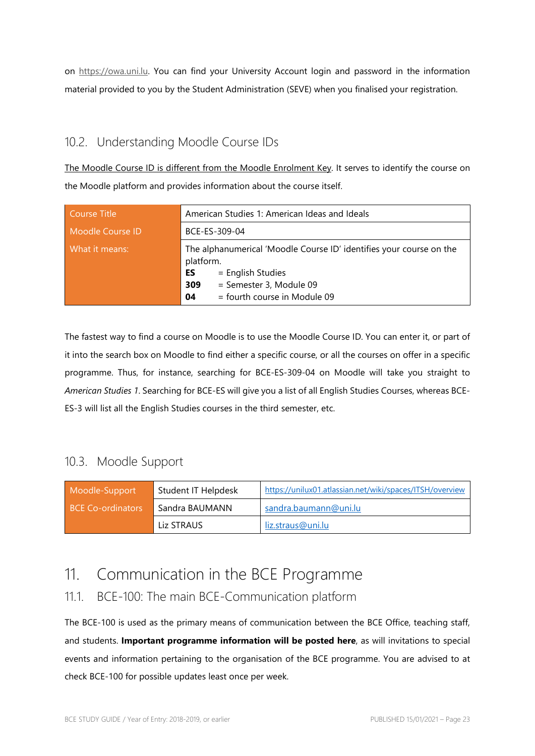on https://owa.uni.lu. You can find your University Account login and password in the information material provided to you by the Student Administration (SEVE) when you finalised your registration.

### 10.2. Understanding Moodle Course IDs

The Moodle Course ID is different from the Moodle Enrolment Key. It serves to identify the course on the Moodle platform and provides information about the course itself.

| Course Title | American Studies 1: American Ideas and Ideals |
|---|---|
| Moodle Course ID | BCE-ES-309-04 |
| What it means: | The alphanumerical 'Moodle Course ID' identifies your course on the platform.<br>**ES** = English Studies<br>**309** = Semester 3, Module 09<br>**04** = fourth course in Module 09 |

The fastest way to find a course on Moodle is to use the Moodle Course ID. You can enter it, or part of it into the search box on Moodle to find either a specific course, or all the courses on offer in a specific programme. Thus, for instance, searching for BCE-ES-309-04 on Moodle will take you straight to *American Studies 1*. Searching for BCE-ES will give you a list of all English Studies Courses, whereas BCE-ES-3 will list all the English Studies courses in the third semester, etc.

### 10.3. Moodle Support

| Moodle-Support | Student IT Helpdesk | https://unilux01.atlassian.net/wiki/spaces/ITSH/overview |
|---|---|---|
| BCE Co-ordinators | Sandra BAUMANN | sandra.baumann@uni.lu |
| | Liz STRAUS | liz.straus@uni.lu |

# 11. Communication in the BCE Programme

## 11.1. BCE-100: The main BCE-Communication platform

The BCE-100 is used as the primary means of communication between the BCE Office, teaching staff, and students. **Important programme information will be posted here**, as will invitations to special events and information pertaining to the organisation of the BCE programme. You are advised to at check BCE-100 for possible updates least once per week.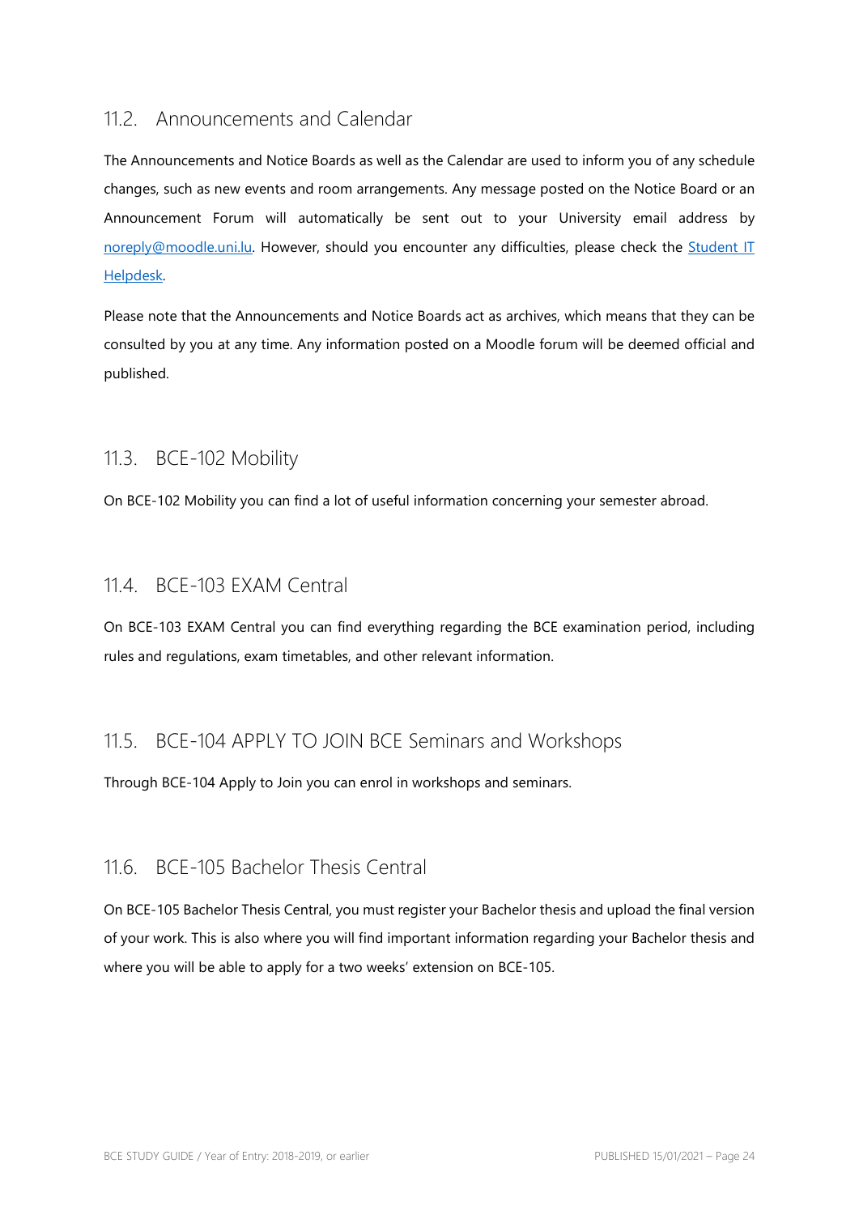## 11.2. Announcements and Calendar

The Announcements and Notice Boards as well as the Calendar are used to inform you of any schedule changes, such as new events and room arrangements. Any message posted on the Notice Board or an Announcement Forum will automatically be sent out to your University email address by noreply@moodle.uni.lu. However, should you encounter any difficulties, please check the Student IT Helpdesk.

Please note that the Announcements and Notice Boards act as archives, which means that they can be consulted by you at any time. Any information posted on a Moodle forum will be deemed official and published.

## 11.3. BCE-102 Mobility

On BCE-102 Mobility you can find a lot of useful information concerning your semester abroad.

## 11.4. BCE-103 EXAM Central

On BCE-103 EXAM Central you can find everything regarding the BCE examination period, including rules and regulations, exam timetables, and other relevant information.

## 11.5. BCE-104 APPLY TO JOIN BCE Seminars and Workshops

Through BCE-104 Apply to Join you can enrol in workshops and seminars.

## 11.6. BCE-105 Bachelor Thesis Central

On BCE-105 Bachelor Thesis Central, you must register your Bachelor thesis and upload the final version of your work. This is also where you will find important information regarding your Bachelor thesis and where you will be able to apply for a two weeks' extension on BCE-105.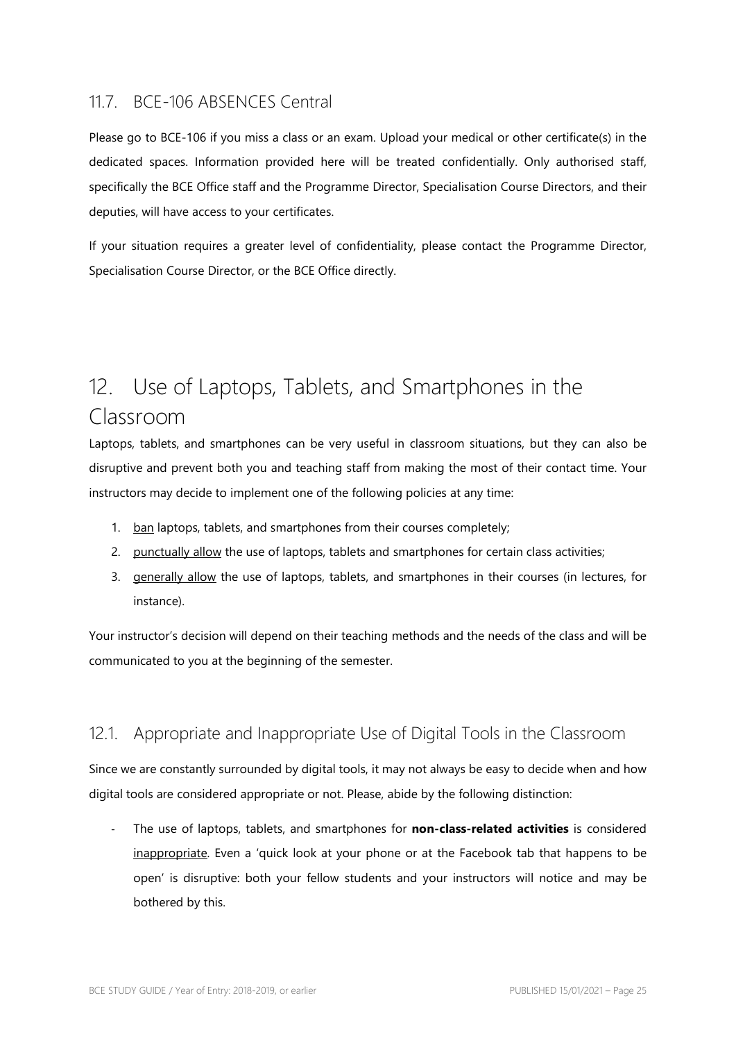### 11.7. BCE-106 ABSENCES Central

Please go to BCE-106 if you miss a class or an exam. Upload your medical or other certificate(s) in the dedicated spaces. Information provided here will be treated confidentially. Only authorised staff, specifically the BCE Office staff and the Programme Director, Specialisation Course Directors, and their deputies, will have access to your certificates.

If your situation requires a greater level of confidentiality, please contact the Programme Director, Specialisation Course Director, or the BCE Office directly.

## 12. Use of Laptops, Tablets, and Smartphones in the Classroom

Laptops, tablets, and smartphones can be very useful in classroom situations, but they can also be disruptive and prevent both you and teaching staff from making the most of their contact time. Your instructors may decide to implement one of the following policies at any time:

1. ban laptops, tablets, and smartphones from their courses completely;
2. punctually allow the use of laptops, tablets and smartphones for certain class activities;
3. generally allow the use of laptops, tablets, and smartphones in their courses (in lectures, for instance).

Your instructor's decision will depend on their teaching methods and the needs of the class and will be communicated to you at the beginning of the semester.

### 12.1. Appropriate and Inappropriate Use of Digital Tools in the Classroom

Since we are constantly surrounded by digital tools, it may not always be easy to decide when and how digital tools are considered appropriate or not. Please, abide by the following distinction:

- The use of laptops, tablets, and smartphones for **non-class-related activities** is considered inappropriate. Even a 'quick look at your phone or at the Facebook tab that happens to be open' is disruptive: both your fellow students and your instructors will notice and may be bothered by this.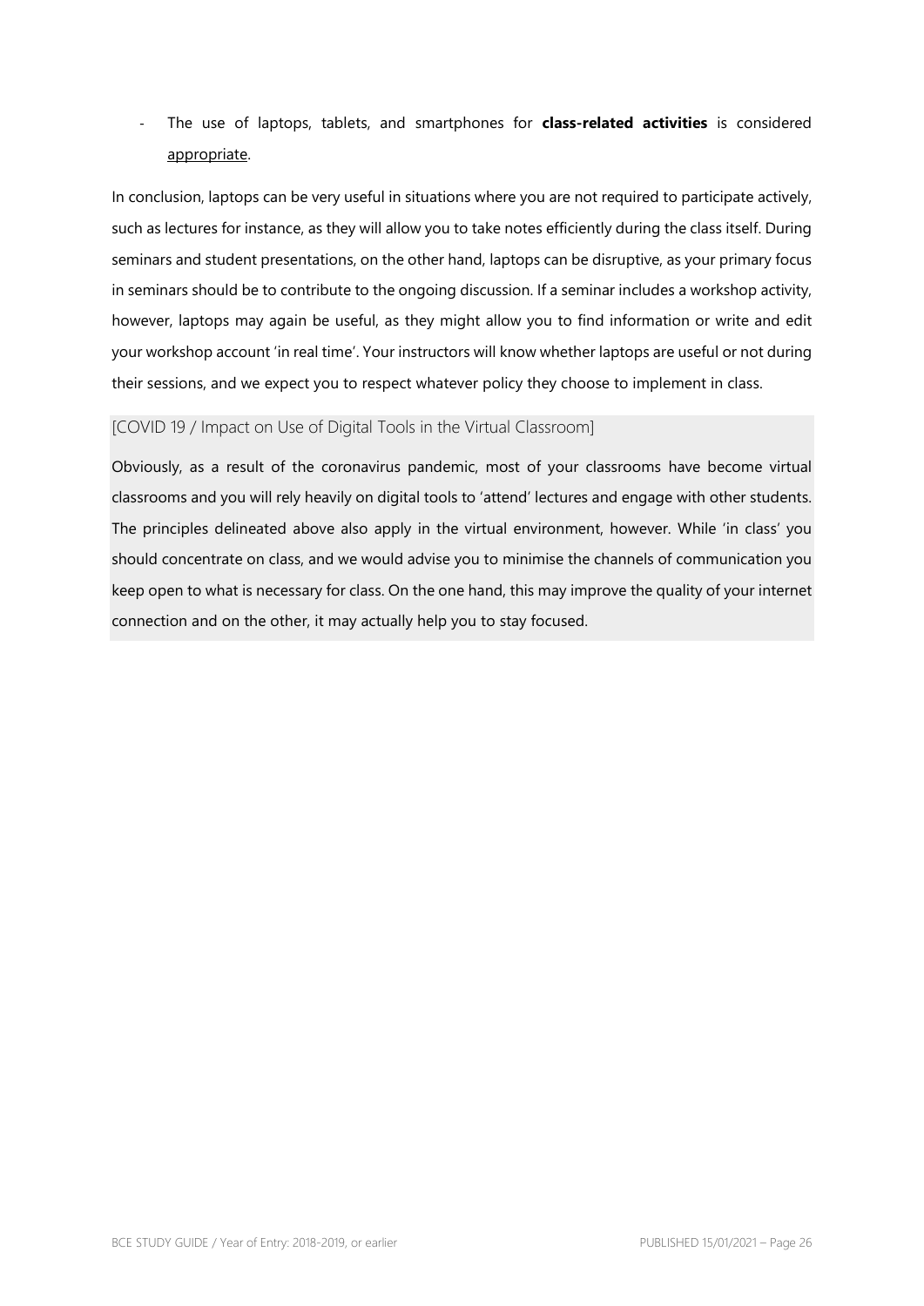- The use of laptops, tablets, and smartphones for **class-related activities** is considered appropriate.

In conclusion, laptops can be very useful in situations where you are not required to participate actively, such as lectures for instance, as they will allow you to take notes efficiently during the class itself. During seminars and student presentations, on the other hand, laptops can be disruptive, as your primary focus in seminars should be to contribute to the ongoing discussion. If a seminar includes a workshop activity, however, laptops may again be useful, as they might allow you to find information or write and edit your workshop account 'in real time'. Your instructors will know whether laptops are useful or not during their sessions, and we expect you to respect whatever policy they choose to implement in class.

[COVID 19 / Impact on Use of Digital Tools in the Virtual Classroom]

Obviously, as a result of the coronavirus pandemic, most of your classrooms have become virtual classrooms and you will rely heavily on digital tools to 'attend' lectures and engage with other students. The principles delineated above also apply in the virtual environment, however. While 'in class' you should concentrate on class, and we would advise you to minimise the channels of communication you keep open to what is necessary for class. On the one hand, this may improve the quality of your internet connection and on the other, it may actually help you to stay focused.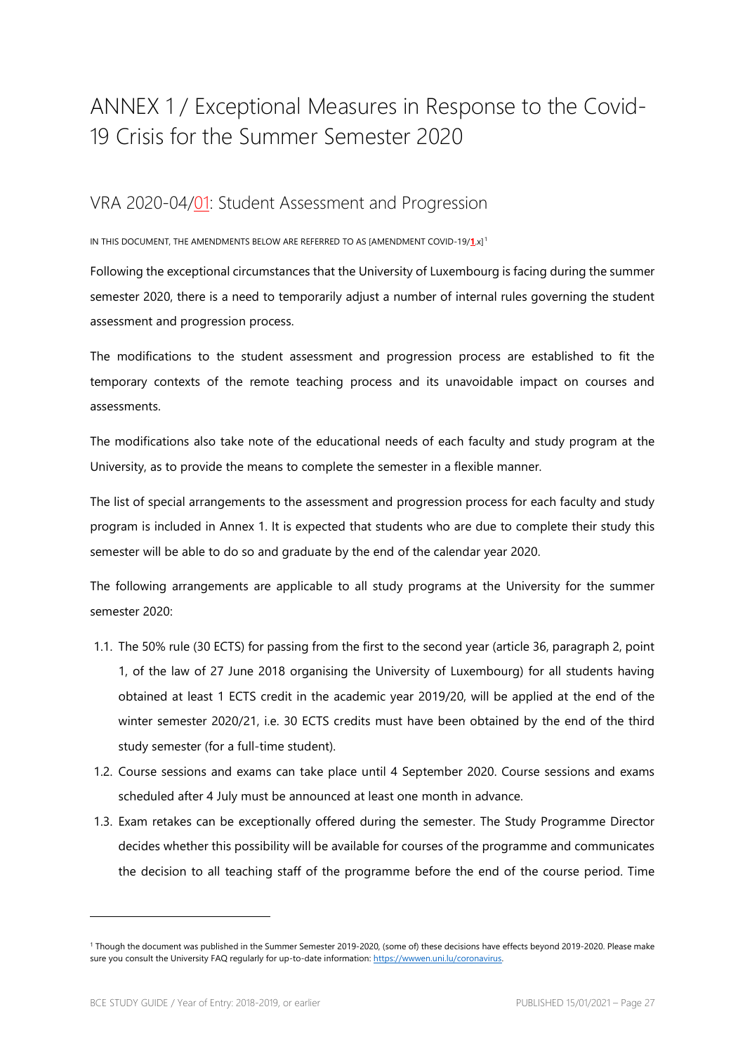# ANNEX 1 / Exceptional Measures in Response to the Covid-19 Crisis for the Summer Semester 2020

## VRA 2020-04/01: Student Assessment and Progression

IN THIS DOCUMENT, THE AMENDMENTS BELOW ARE REFERRED TO AS [AMENDMENT COVID-19/**1**.x][1]

Following the exceptional circumstances that the University of Luxembourg is facing during the summer semester 2020, there is a need to temporarily adjust a number of internal rules governing the student assessment and progression process.

The modifications to the student assessment and progression process are established to fit the temporary contexts of the remote teaching process and its unavoidable impact on courses and assessments.

The modifications also take note of the educational needs of each faculty and study program at the University, as to provide the means to complete the semester in a flexible manner.

The list of special arrangements to the assessment and progression process for each faculty and study program is included in Annex 1. It is expected that students who are due to complete their study this semester will be able to do so and graduate by the end of the calendar year 2020.

The following arrangements are applicable to all study programs at the University for the summer semester 2020:

1.1. The 50% rule (30 ECTS) for passing from the first to the second year (article 36, paragraph 2, point 1, of the law of 27 June 2018 organising the University of Luxembourg) for all students having obtained at least 1 ECTS credit in the academic year 2019/20, will be applied at the end of the winter semester 2020/21, i.e. 30 ECTS credits must have been obtained by the end of the third study semester (for a full-time student).

1.2. Course sessions and exams can take place until 4 September 2020. Course sessions and exams scheduled after 4 July must be announced at least one month in advance.

1.3. Exam retakes can be exceptionally offered during the semester. The Study Programme Director decides whether this possibility will be available for courses of the programme and communicates the decision to all teaching staff of the programme before the end of the course period. Time

[1] Though the document was published in the Summer Semester 2019-2020, (some of) these decisions have effects beyond 2019-2020. Please make sure you consult the University FAQ regularly for up-to-date information: https://wwwen.uni.lu/coronavirus.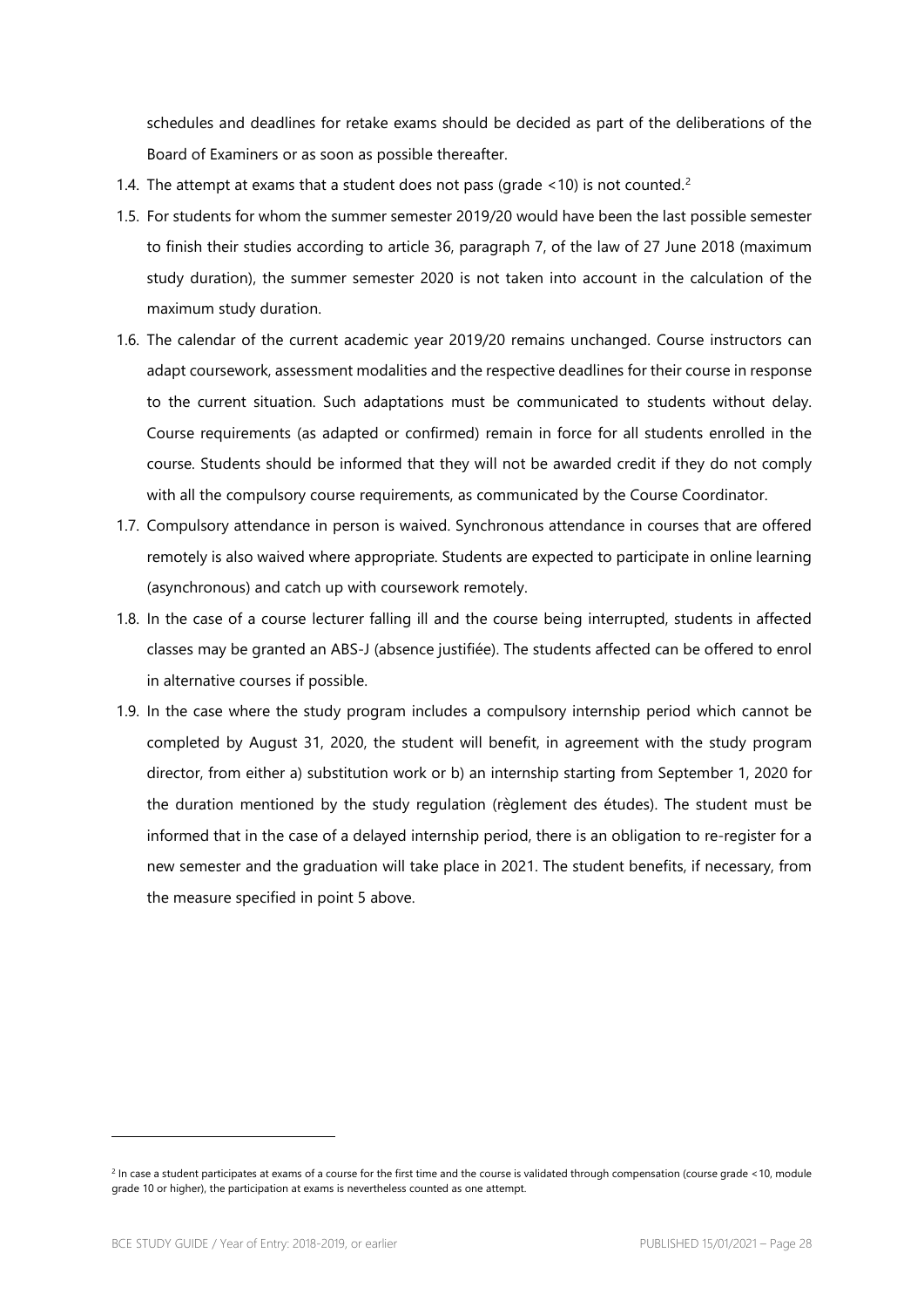schedules and deadlines for retake exams should be decided as part of the deliberations of the Board of Examiners or as soon as possible thereafter.

1.4. The attempt at exams that a student does not pass (grade <10) is not counted.[2]

1.5. For students for whom the summer semester 2019/20 would have been the last possible semester to finish their studies according to article 36, paragraph 7, of the law of 27 June 2018 (maximum study duration), the summer semester 2020 is not taken into account in the calculation of the maximum study duration.

1.6. The calendar of the current academic year 2019/20 remains unchanged. Course instructors can adapt coursework, assessment modalities and the respective deadlines for their course in response to the current situation. Such adaptations must be communicated to students without delay. Course requirements (as adapted or confirmed) remain in force for all students enrolled in the course. Students should be informed that they will not be awarded credit if they do not comply with all the compulsory course requirements, as communicated by the Course Coordinator.

1.7. Compulsory attendance in person is waived. Synchronous attendance in courses that are offered remotely is also waived where appropriate. Students are expected to participate in online learning (asynchronous) and catch up with coursework remotely.

1.8. In the case of a course lecturer falling ill and the course being interrupted, students in affected classes may be granted an ABS-J (absence justifiée). The students affected can be offered to enrol in alternative courses if possible.

1.9. In the case where the study program includes a compulsory internship period which cannot be completed by August 31, 2020, the student will benefit, in agreement with the study program director, from either a) substitution work or b) an internship starting from September 1, 2020 for the duration mentioned by the study regulation (règlement des études). The student must be informed that in the case of a delayed internship period, there is an obligation to re-register for a new semester and the graduation will take place in 2021. The student benefits, if necessary, from the measure specified in point 5 above.

---

[2] In case a student participates at exams of a course for the first time and the course is validated through compensation (course grade <10, module grade 10 or higher), the participation at exams is nevertheless counted as one attempt.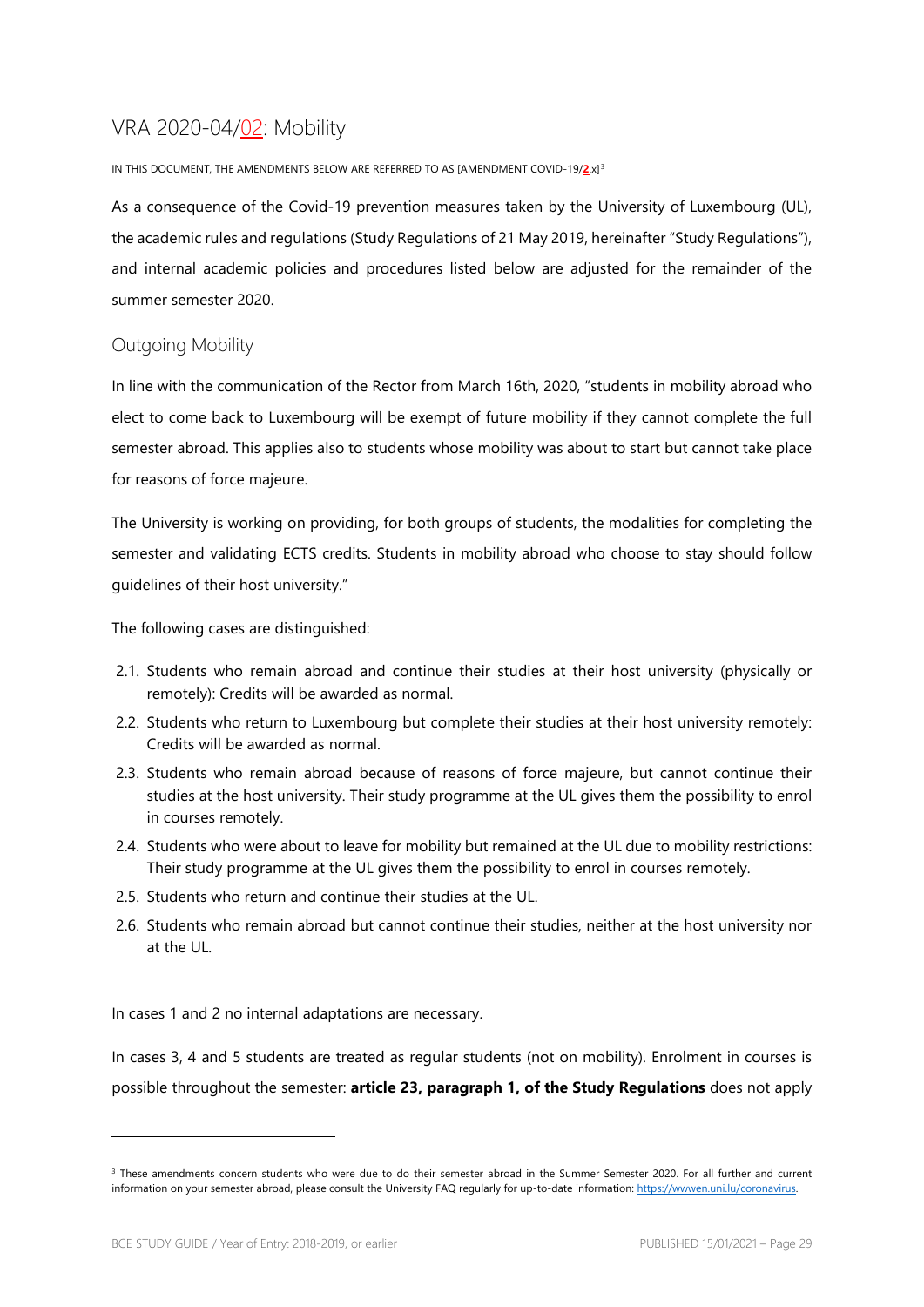## VRA 2020-04/02: Mobility

IN THIS DOCUMENT, THE AMENDMENTS BELOW ARE REFERRED TO AS [AMENDMENT COVID-19/**2**.x][3]

As a consequence of the Covid-19 prevention measures taken by the University of Luxembourg (UL), the academic rules and regulations (Study Regulations of 21 May 2019, hereinafter "Study Regulations"), and internal academic policies and procedures listed below are adjusted for the remainder of the summer semester 2020.

### Outgoing Mobility

In line with the communication of the Rector from March 16th, 2020, "students in mobility abroad who elect to come back to Luxembourg will be exempt of future mobility if they cannot complete the full semester abroad. This applies also to students whose mobility was about to start but cannot take place for reasons of force majeure.

The University is working on providing, for both groups of students, the modalities for completing the semester and validating ECTS credits. Students in mobility abroad who choose to stay should follow guidelines of their host university."

The following cases are distinguished:

2.1. Students who remain abroad and continue their studies at their host university (physically or remotely): Credits will be awarded as normal.

2.2. Students who return to Luxembourg but complete their studies at their host university remotely: Credits will be awarded as normal.

2.3. Students who remain abroad because of reasons of force majeure, but cannot continue their studies at the host university. Their study programme at the UL gives them the possibility to enrol in courses remotely.

2.4. Students who were about to leave for mobility but remained at the UL due to mobility restrictions: Their study programme at the UL gives them the possibility to enrol in courses remotely.

2.5. Students who return and continue their studies at the UL.

2.6. Students who remain abroad but cannot continue their studies, neither at the host university nor at the UL.

In cases 1 and 2 no internal adaptations are necessary.

In cases 3, 4 and 5 students are treated as regular students (not on mobility). Enrolment in courses is possible throughout the semester: **article 23, paragraph 1, of the Study Regulations** does not apply

[3] These amendments concern students who were due to do their semester abroad in the Summer Semester 2020. For all further and current information on your semester abroad, please consult the University FAQ regularly for up-to-date information: https://wwwen.uni.lu/coronavirus.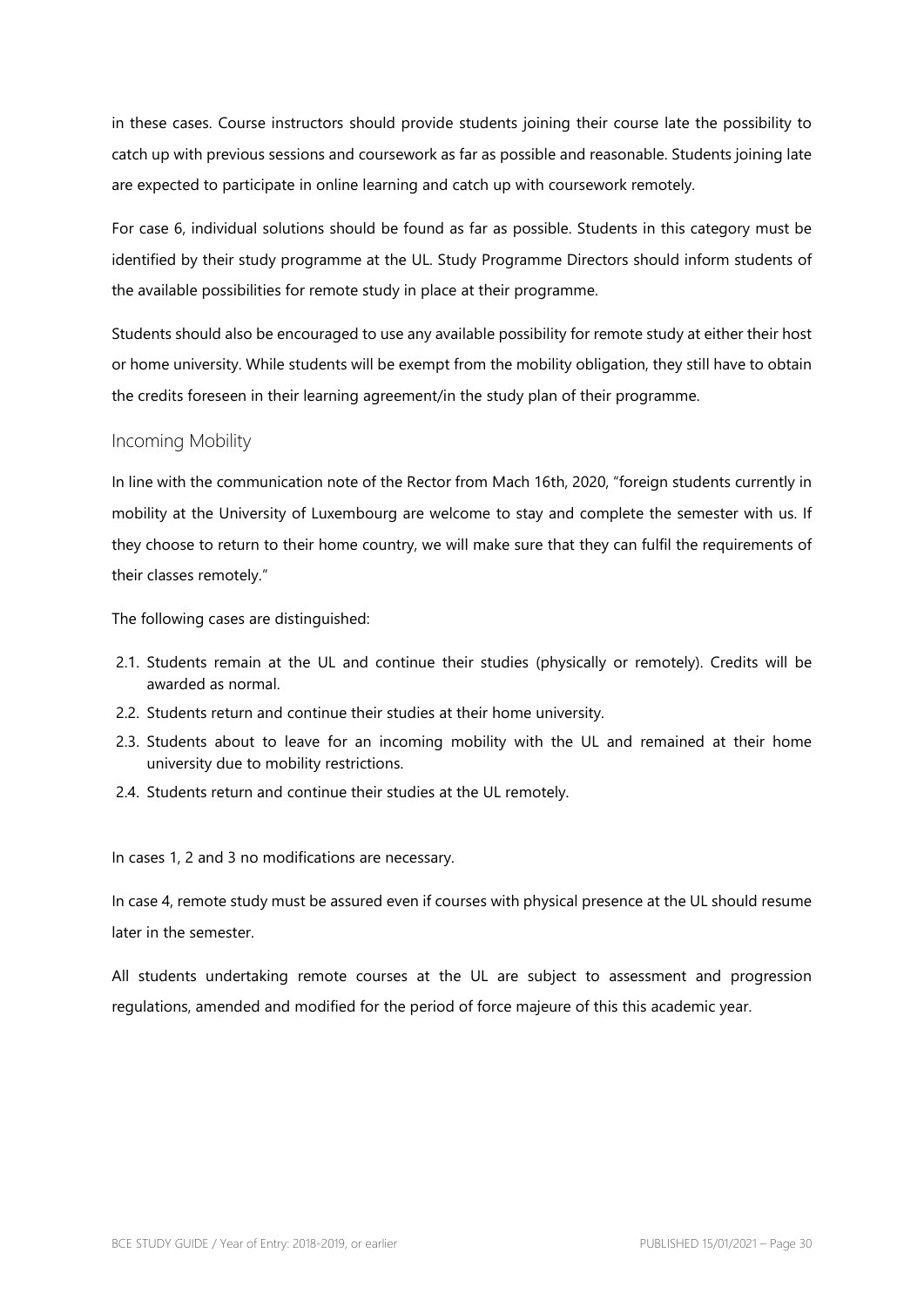in these cases. Course instructors should provide students joining their course late the possibility to catch up with previous sessions and coursework as far as possible and reasonable. Students joining late are expected to participate in online learning and catch up with coursework remotely.

For case 6, individual solutions should be found as far as possible. Students in this category must be identified by their study programme at the UL. Study Programme Directors should inform students of the available possibilities for remote study in place at their programme.

Students should also be encouraged to use any available possibility for remote study at either their host or home university. While students will be exempt from the mobility obligation, they still have to obtain the credits foreseen in their learning agreement/in the study plan of their programme.

## Incoming Mobility

In line with the communication note of the Rector from Mach 16th, 2020, "foreign students currently in mobility at the University of Luxembourg are welcome to stay and complete the semester with us. If they choose to return to their home country, we will make sure that they can fulfil the requirements of their classes remotely."

The following cases are distinguished:

2.1. Students remain at the UL and continue their studies (physically or remotely). Credits will be awarded as normal.
2.2. Students return and continue their studies at their home university.
2.3. Students about to leave for an incoming mobility with the UL and remained at their home university due to mobility restrictions.
2.4. Students return and continue their studies at the UL remotely.

In cases 1, 2 and 3 no modifications are necessary.

In case 4, remote study must be assured even if courses with physical presence at the UL should resume later in the semester.

All students undertaking remote courses at the UL are subject to assessment and progression regulations, amended and modified for the period of force majeure of this this academic year.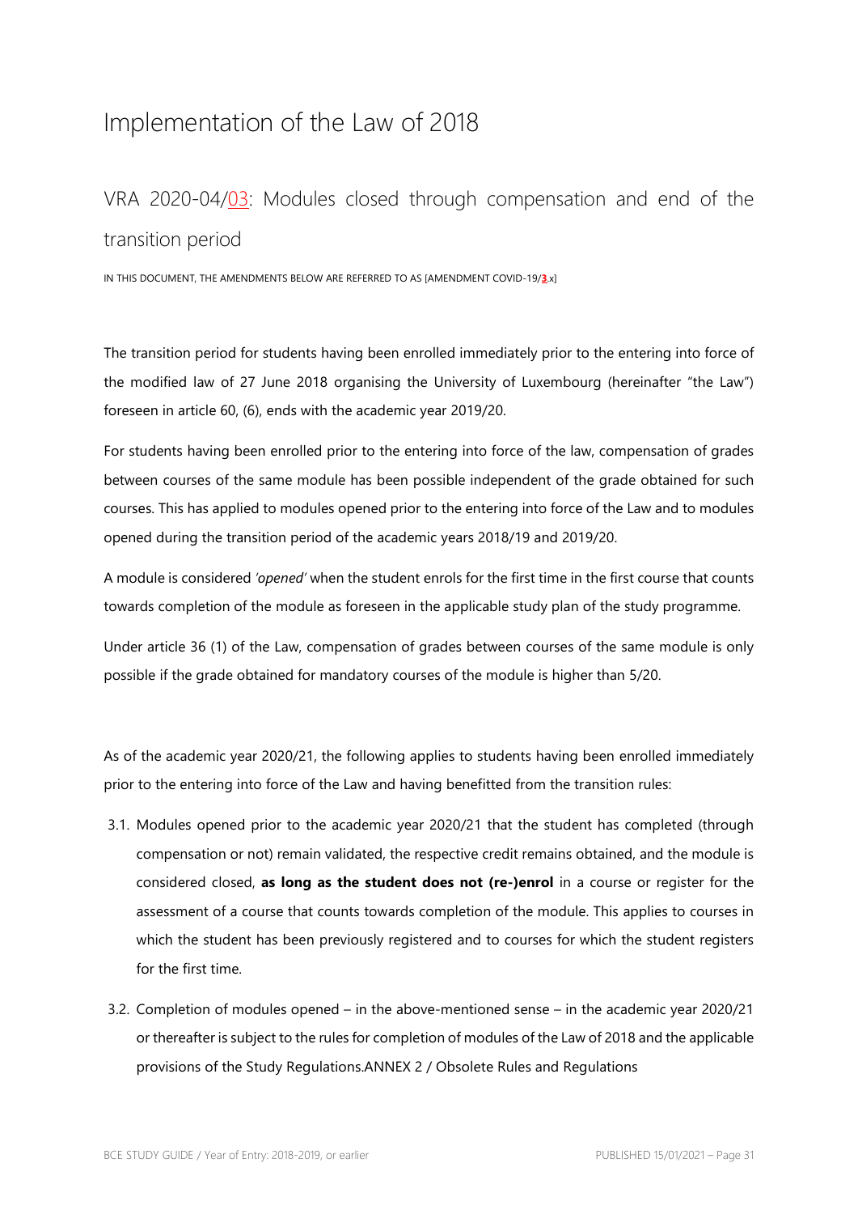# Implementation of the Law of 2018

## VRA 2020-04/03: Modules closed through compensation and end of the transition period

IN THIS DOCUMENT, THE AMENDMENTS BELOW ARE REFERRED TO AS [AMENDMENT COVID-19/**3**.x]

The transition period for students having been enrolled immediately prior to the entering into force of the modified law of 27 June 2018 organising the University of Luxembourg (hereinafter "the Law") foreseen in article 60, (6), ends with the academic year 2019/20.

For students having been enrolled prior to the entering into force of the law, compensation of grades between courses of the same module has been possible independent of the grade obtained for such courses. This has applied to modules opened prior to the entering into force of the Law and to modules opened during the transition period of the academic years 2018/19 and 2019/20.

A module is considered *'opened'* when the student enrols for the first time in the first course that counts towards completion of the module as foreseen in the applicable study plan of the study programme.

Under article 36 (1) of the Law, compensation of grades between courses of the same module is only possible if the grade obtained for mandatory courses of the module is higher than 5/20.

As of the academic year 2020/21, the following applies to students having been enrolled immediately prior to the entering into force of the Law and having benefitted from the transition rules:

3.1. Modules opened prior to the academic year 2020/21 that the student has completed (through compensation or not) remain validated, the respective credit remains obtained, and the module is considered closed, **as long as the student does not (re-)enrol** in a course or register for the assessment of a course that counts towards completion of the module. This applies to courses in which the student has been previously registered and to courses for which the student registers for the first time.

3.2. Completion of modules opened – in the above-mentioned sense – in the academic year 2020/21 or thereafter is subject to the rules for completion of modules of the Law of 2018 and the applicable provisions of the Study Regulations.ANNEX 2 / Obsolete Rules and Regulations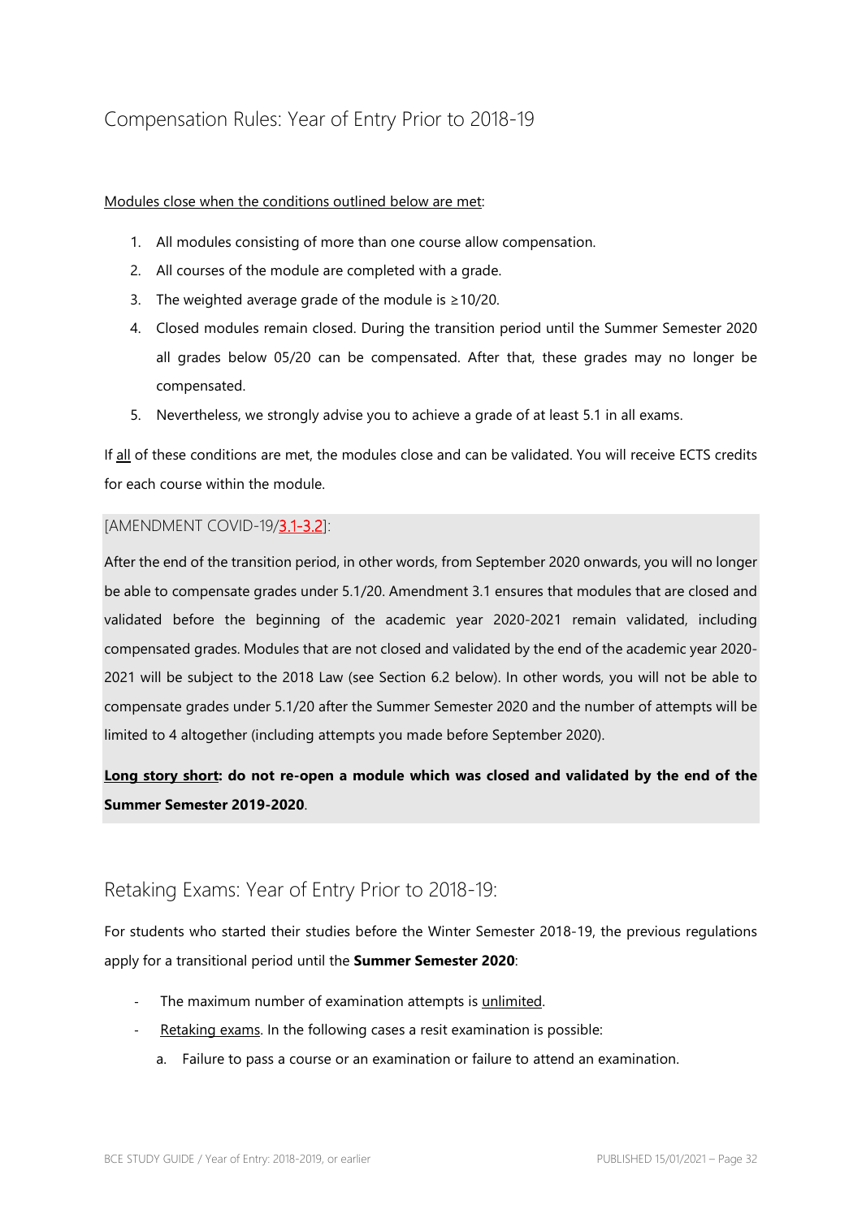## Compensation Rules: Year of Entry Prior to 2018-19

<u>Modules close when the conditions outlined below are met</u>:

1. All modules consisting of more than one course allow compensation.
2. All courses of the module are completed with a grade.
3. The weighted average grade of the module is ≥10/20.
4. Closed modules remain closed. During the transition period until the Summer Semester 2020 all grades below 05/20 can be compensated. After that, these grades may no longer be compensated.
5. Nevertheless, we strongly advise you to achieve a grade of at least 5.1 in all exams.

If <u>all</u> of these conditions are met, the modules close and can be validated. You will receive ECTS credits for each course within the module.

[AMENDMENT COVID-19/3.1-3.2]:

After the end of the transition period, in other words, from September 2020 onwards, you will no longer be able to compensate grades under 5.1/20. Amendment 3.1 ensures that modules that are closed and validated before the beginning of the academic year 2020-2021 remain validated, including compensated grades. Modules that are not closed and validated by the end of the academic year 2020-2021 will be subject to the 2018 Law (see Section 6.2 below). In other words, you will not be able to compensate grades under 5.1/20 after the Summer Semester 2020 and the number of attempts will be limited to 4 altogether (including attempts you made before September 2020).

**<u>Long story short</u>: do not re-open a module which was closed and validated by the end of the Summer Semester 2019-2020**.

## Retaking Exams: Year of Entry Prior to 2018-19:

For students who started their studies before the Winter Semester 2018-19, the previous regulations apply for a transitional period until the **Summer Semester 2020**:

- The maximum number of examination attempts is <u>unlimited</u>.
- <u>Retaking exams</u>. In the following cases a resit examination is possible:
  a. Failure to pass a course or an examination or failure to attend an examination.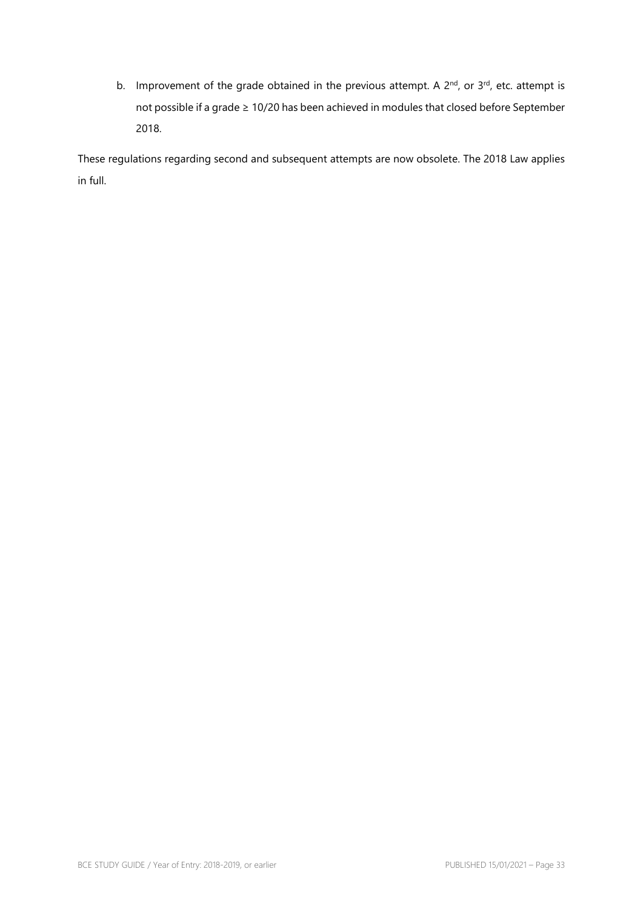b. Improvement of the grade obtained in the previous attempt. A 2nd, or 3rd, etc. attempt is not possible if a grade ≥ 10/20 has been achieved in modules that closed before September 2018.

These regulations regarding second and subsequent attempts are now obsolete. The 2018 Law applies in full.